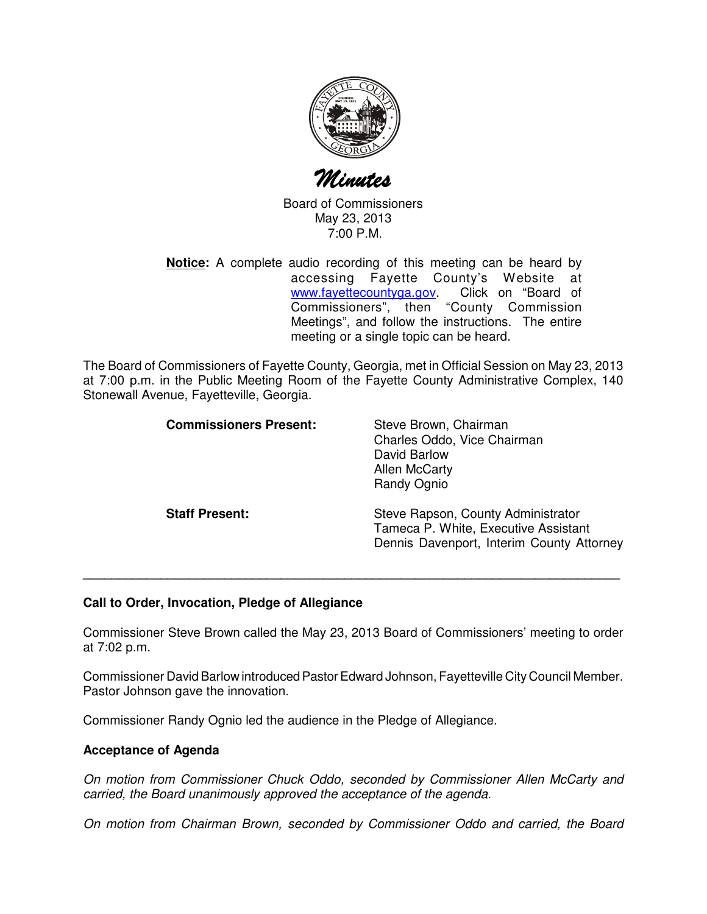# Minutes

Board of Commissioners
May 23, 2013
7:00 P.M.

**Notice:** A complete audio recording of this meeting can be heard by accessing Fayette County's Website at www.fayettecountyga.gov. Click on "Board of Commissioners", then "County Commission Meetings", and follow the instructions. The entire meeting or a single topic can be heard.

The Board of Commissioners of Fayette County, Georgia, met in Official Session on May 23, 2013 at 7:00 p.m. in the Public Meeting Room of the Fayette County Administrative Complex, 140 Stonewall Avenue, Fayetteville, Georgia.

**Commissioners Present:**
Steve Brown, Chairman
Charles Oddo, Vice Chairman
David Barlow
Allen McCarty
Randy Ognio

**Staff Present:**
Steve Rapson, County Administrator
Tameca P. White, Executive Assistant
Dennis Davenport, Interim County Attorney

---

**Call to Order, Invocation, Pledge of Allegiance**

Commissioner Steve Brown called the May 23, 2013 Board of Commissioners' meeting to order at 7:02 p.m.

Commissioner David Barlow introduced Pastor Edward Johnson, Fayetteville City Council Member. Pastor Johnson gave the innovation.

Commissioner Randy Ognio led the audience in the Pledge of Allegiance.

**Acceptance of Agenda**

*On motion from Commissioner Chuck Oddo, seconded by Commissioner Allen McCarty and carried, the Board unanimously approved the acceptance of the agenda.*

*On motion from Chairman Brown, seconded by Commissioner Oddo and carried, the Board*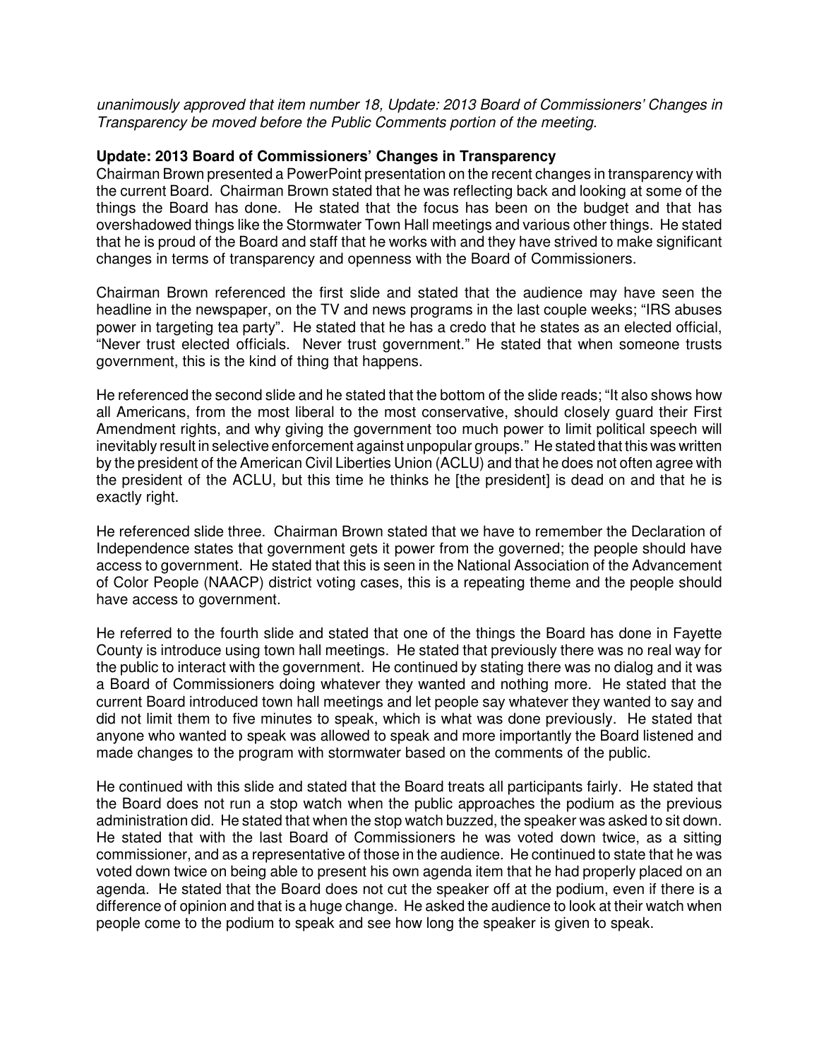*unanimously approved that item number 18, Update: 2013 Board of Commissioners' Changes in Transparency be moved before the Public Comments portion of the meeting.*

**Update: 2013 Board of Commissioners' Changes in Transparency**

Chairman Brown presented a PowerPoint presentation on the recent changes in transparency with the current Board. Chairman Brown stated that he was reflecting back and looking at some of the things the Board has done. He stated that the focus has been on the budget and that has overshadowed things like the Stormwater Town Hall meetings and various other things. He stated that he is proud of the Board and staff that he works with and they have strived to make significant changes in terms of transparency and openness with the Board of Commissioners.

Chairman Brown referenced the first slide and stated that the audience may have seen the headline in the newspaper, on the TV and news programs in the last couple weeks; "IRS abuses power in targeting tea party". He stated that he has a credo that he states as an elected official, "Never trust elected officials. Never trust government." He stated that when someone trusts government, this is the kind of thing that happens.

He referenced the second slide and he stated that the bottom of the slide reads; "It also shows how all Americans, from the most liberal to the most conservative, should closely guard their First Amendment rights, and why giving the government too much power to limit political speech will inevitably result in selective enforcement against unpopular groups." He stated that this was written by the president of the American Civil Liberties Union (ACLU) and that he does not often agree with the president of the ACLU, but this time he thinks he [the president] is dead on and that he is exactly right.

He referenced slide three. Chairman Brown stated that we have to remember the Declaration of Independence states that government gets it power from the governed; the people should have access to government. He stated that this is seen in the National Association of the Advancement of Color People (NAACP) district voting cases, this is a repeating theme and the people should have access to government.

He referred to the fourth slide and stated that one of the things the Board has done in Fayette County is introduce using town hall meetings. He stated that previously there was no real way for the public to interact with the government. He continued by stating there was no dialog and it was a Board of Commissioners doing whatever they wanted and nothing more. He stated that the current Board introduced town hall meetings and let people say whatever they wanted to say and did not limit them to five minutes to speak, which is what was done previously. He stated that anyone who wanted to speak was allowed to speak and more importantly the Board listened and made changes to the program with stormwater based on the comments of the public.

He continued with this slide and stated that the Board treats all participants fairly. He stated that the Board does not run a stop watch when the public approaches the podium as the previous administration did. He stated that when the stop watch buzzed, the speaker was asked to sit down. He stated that with the last Board of Commissioners he was voted down twice, as a sitting commissioner, and as a representative of those in the audience. He continued to state that he was voted down twice on being able to present his own agenda item that he had properly placed on an agenda. He stated that the Board does not cut the speaker off at the podium, even if there is a difference of opinion and that is a huge change. He asked the audience to look at their watch when people come to the podium to speak and see how long the speaker is given to speak.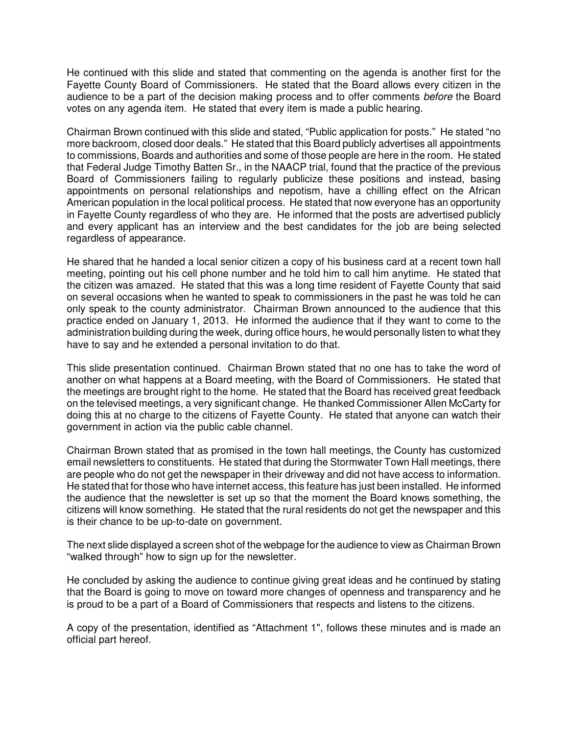He continued with this slide and stated that commenting on the agenda is another first for the Fayette County Board of Commissioners. He stated that the Board allows every citizen in the audience to be a part of the decision making process and to offer comments *before* the Board votes on any agenda item. He stated that every item is made a public hearing.

Chairman Brown continued with this slide and stated, "Public application for posts." He stated "no more backroom, closed door deals." He stated that this Board publicly advertises all appointments to commissions, Boards and authorities and some of those people are here in the room. He stated that Federal Judge Timothy Batten Sr., in the NAACP trial, found that the practice of the previous Board of Commissioners failing to regularly publicize these positions and instead, basing appointments on personal relationships and nepotism, have a chilling effect on the African American population in the local political process. He stated that now everyone has an opportunity in Fayette County regardless of who they are. He informed that the posts are advertised publicly and every applicant has an interview and the best candidates for the job are being selected regardless of appearance.

He shared that he handed a local senior citizen a copy of his business card at a recent town hall meeting, pointing out his cell phone number and he told him to call him anytime. He stated that the citizen was amazed. He stated that this was a long time resident of Fayette County that said on several occasions when he wanted to speak to commissioners in the past he was told he can only speak to the county administrator. Chairman Brown announced to the audience that this practice ended on January 1, 2013. He informed the audience that if they want to come to the administration building during the week, during office hours, he would personally listen to what they have to say and he extended a personal invitation to do that.

This slide presentation continued. Chairman Brown stated that no one has to take the word of another on what happens at a Board meeting, with the Board of Commissioners. He stated that the meetings are brought right to the home. He stated that the Board has received great feedback on the televised meetings, a very significant change. He thanked Commissioner Allen McCarty for doing this at no charge to the citizens of Fayette County. He stated that anyone can watch their government in action via the public cable channel.

Chairman Brown stated that as promised in the town hall meetings, the County has customized email newsletters to constituents. He stated that during the Stormwater Town Hall meetings, there are people who do not get the newspaper in their driveway and did not have access to information. He stated that for those who have internet access, this feature has just been installed. He informed the audience that the newsletter is set up so that the moment the Board knows something, the citizens will know something. He stated that the rural residents do not get the newspaper and this is their chance to be up-to-date on government.

The next slide displayed a screen shot of the webpage for the audience to view as Chairman Brown "walked through" how to sign up for the newsletter.

He concluded by asking the audience to continue giving great ideas and he continued by stating that the Board is going to move on toward more changes of openness and transparency and he is proud to be a part of a Board of Commissioners that respects and listens to the citizens.

A copy of the presentation, identified as "Attachment 1", follows these minutes and is made an official part hereof.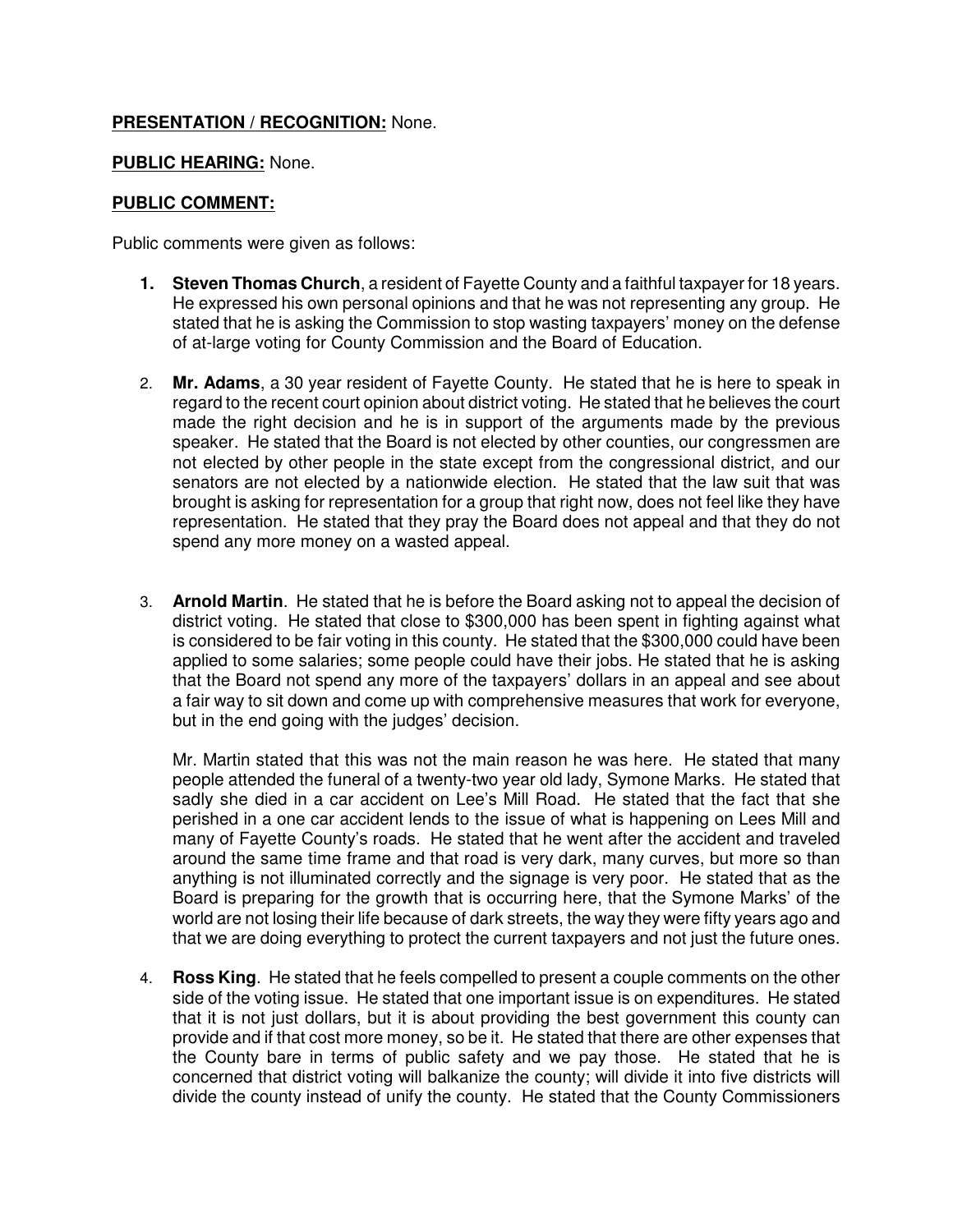**PRESENTATION / RECOGNITION:** None.

**PUBLIC HEARING:** None.

**PUBLIC COMMENT:**

Public comments were given as follows:

1. **Steven Thomas Church**, a resident of Fayette County and a faithful taxpayer for 18 years. He expressed his own personal opinions and that he was not representing any group. He stated that he is asking the Commission to stop wasting taxpayers' money on the defense of at-large voting for County Commission and the Board of Education.

2. **Mr. Adams**, a 30 year resident of Fayette County. He stated that he is here to speak in regard to the recent court opinion about district voting. He stated that he believes the court made the right decision and he is in support of the arguments made by the previous speaker. He stated that the Board is not elected by other counties, our congressmen are not elected by other people in the state except from the congressional district, and our senators are not elected by a nationwide election. He stated that the law suit that was brought is asking for representation for a group that right now, does not feel like they have representation. He stated that they pray the Board does not appeal and that they do not spend any more money on a wasted appeal.

3. **Arnold Martin**. He stated that he is before the Board asking not to appeal the decision of district voting. He stated that close to $300,000 has been spent in fighting against what is considered to be fair voting in this county. He stated that the $300,000 could have been applied to some salaries; some people could have their jobs. He stated that he is asking that the Board not spend any more of the taxpayers' dollars in an appeal and see about a fair way to sit down and come up with comprehensive measures that work for everyone, but in the end going with the judges' decision.

   Mr. Martin stated that this was not the main reason he was here. He stated that many people attended the funeral of a twenty-two year old lady, Symone Marks. He stated that sadly she died in a car accident on Lee's Mill Road. He stated that the fact that she perished in a one car accident lends to the issue of what is happening on Lees Mill and many of Fayette County's roads. He stated that he went after the accident and traveled around the same time frame and that road is very dark, many curves, but more so than anything is not illuminated correctly and the signage is very poor. He stated that as the Board is preparing for the growth that is occurring here, that the Symone Marks' of the world are not losing their life because of dark streets, the way they were fifty years ago and that we are doing everything to protect the current taxpayers and not just the future ones.

4. **Ross King**. He stated that he feels compelled to present a couple comments on the other side of the voting issue. He stated that one important issue is on expenditures. He stated that it is not just dollars, but it is about providing the best government this county can provide and if that cost more money, so be it. He stated that there are other expenses that the County bare in terms of public safety and we pay those. He stated that he is concerned that district voting will balkanize the county; will divide it into five districts will divide the county instead of unify the county. He stated that the County Commissioners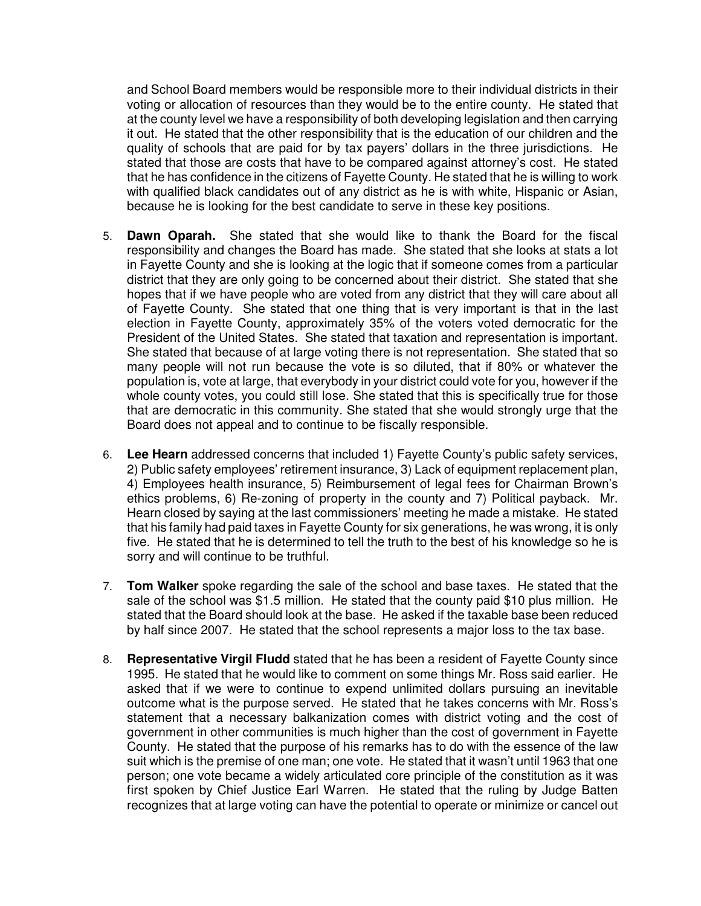and School Board members would be responsible more to their individual districts in their voting or allocation of resources than they would be to the entire county. He stated that at the county level we have a responsibility of both developing legislation and then carrying it out. He stated that the other responsibility that is the education of our children and the quality of schools that are paid for by tax payers' dollars in the three jurisdictions. He stated that those are costs that have to be compared against attorney's cost. He stated that he has confidence in the citizens of Fayette County. He stated that he is willing to work with qualified black candidates out of any district as he is with white, Hispanic or Asian, because he is looking for the best candidate to serve in these key positions.

5. **Dawn Oparah.** She stated that she would like to thank the Board for the fiscal responsibility and changes the Board has made. She stated that she looks at stats a lot in Fayette County and she is looking at the logic that if someone comes from a particular district that they are only going to be concerned about their district. She stated that she hopes that if we have people who are voted from any district that they will care about all of Fayette County. She stated that one thing that is very important is that in the last election in Fayette County, approximately 35% of the voters voted democratic for the President of the United States. She stated that taxation and representation is important. She stated that because of at large voting there is not representation. She stated that so many people will not run because the vote is so diluted, that if 80% or whatever the population is, vote at large, that everybody in your district could vote for you, however if the whole county votes, you could still lose. She stated that this is specifically true for those that are democratic in this community. She stated that she would strongly urge that the Board does not appeal and to continue to be fiscally responsible.

6. **Lee Hearn** addressed concerns that included 1) Fayette County's public safety services, 2) Public safety employees' retirement insurance, 3) Lack of equipment replacement plan, 4) Employees health insurance, 5) Reimbursement of legal fees for Chairman Brown's ethics problems, 6) Re-zoning of property in the county and 7) Political payback. Mr. Hearn closed by saying at the last commissioners' meeting he made a mistake. He stated that his family had paid taxes in Fayette County for six generations, he was wrong, it is only five. He stated that he is determined to tell the truth to the best of his knowledge so he is sorry and will continue to be truthful.

7. **Tom Walker** spoke regarding the sale of the school and base taxes. He stated that the sale of the school was $1.5 million. He stated that the county paid $10 plus million. He stated that the Board should look at the base. He asked if the taxable base been reduced by half since 2007. He stated that the school represents a major loss to the tax base.

8. **Representative Virgil Fludd** stated that he has been a resident of Fayette County since 1995. He stated that he would like to comment on some things Mr. Ross said earlier. He asked that if we were to continue to expend unlimited dollars pursuing an inevitable outcome what is the purpose served. He stated that he takes concerns with Mr. Ross's statement that a necessary balkanization comes with district voting and the cost of government in other communities is much higher than the cost of government in Fayette County. He stated that the purpose of his remarks has to do with the essence of the law suit which is the premise of one man; one vote. He stated that it wasn't until 1963 that one person; one vote became a widely articulated core principle of the constitution as it was first spoken by Chief Justice Earl Warren. He stated that the ruling by Judge Batten recognizes that at large voting can have the potential to operate or minimize or cancel out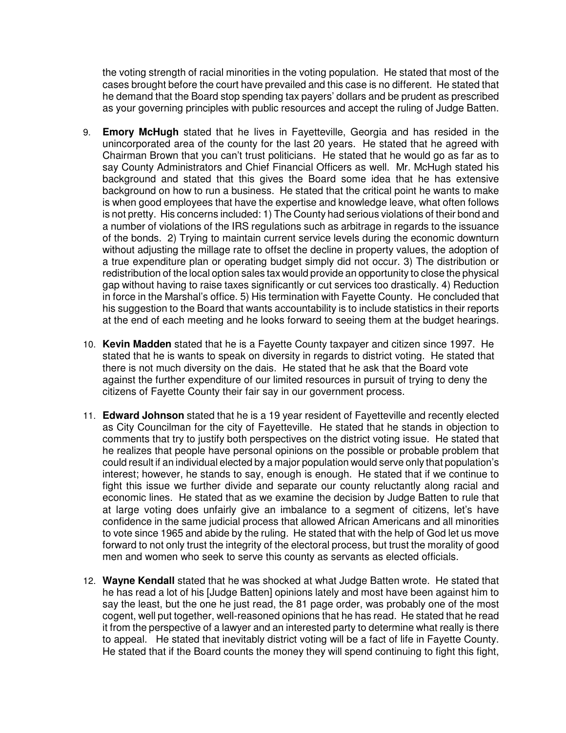the voting strength of racial minorities in the voting population. He stated that most of the cases brought before the court have prevailed and this case is no different. He stated that he demand that the Board stop spending tax payers' dollars and be prudent as prescribed as your governing principles with public resources and accept the ruling of Judge Batten.

9. **Emory McHugh** stated that he lives in Fayetteville, Georgia and has resided in the unincorporated area of the county for the last 20 years. He stated that he agreed with Chairman Brown that you can't trust politicians. He stated that he would go as far as to say County Administrators and Chief Financial Officers as well. Mr. McHugh stated his background and stated that this gives the Board some idea that he has extensive background on how to run a business. He stated that the critical point he wants to make is when good employees that have the expertise and knowledge leave, what often follows is not pretty. His concerns included: 1) The County had serious violations of their bond and a number of violations of the IRS regulations such as arbitrage in regards to the issuance of the bonds. 2) Trying to maintain current service levels during the economic downturn without adjusting the millage rate to offset the decline in property values, the adoption of a true expenditure plan or operating budget simply did not occur. 3) The distribution or redistribution of the local option sales tax would provide an opportunity to close the physical gap without having to raise taxes significantly or cut services too drastically. 4) Reduction in force in the Marshal's office. 5) His termination with Fayette County. He concluded that his suggestion to the Board that wants accountability is to include statistics in their reports at the end of each meeting and he looks forward to seeing them at the budget hearings.

10. **Kevin Madden** stated that he is a Fayette County taxpayer and citizen since 1997. He stated that he is wants to speak on diversity in regards to district voting. He stated that there is not much diversity on the dais. He stated that he ask that the Board vote against the further expenditure of our limited resources in pursuit of trying to deny the citizens of Fayette County their fair say in our government process.

11. **Edward Johnson** stated that he is a 19 year resident of Fayetteville and recently elected as City Councilman for the city of Fayetteville. He stated that he stands in objection to comments that try to justify both perspectives on the district voting issue. He stated that he realizes that people have personal opinions on the possible or probable problem that could result if an individual elected by a major population would serve only that population's interest; however, he stands to say, enough is enough. He stated that if we continue to fight this issue we further divide and separate our county reluctantly along racial and economic lines. He stated that as we examine the decision by Judge Batten to rule that at large voting does unfairly give an imbalance to a segment of citizens, let's have confidence in the same judicial process that allowed African Americans and all minorities to vote since 1965 and abide by the ruling. He stated that with the help of God let us move forward to not only trust the integrity of the electoral process, but trust the morality of good men and women who seek to serve this county as servants as elected officials.

12. **Wayne Kendall** stated that he was shocked at what Judge Batten wrote. He stated that he has read a lot of his [Judge Batten] opinions lately and most have been against him to say the least, but the one he just read, the 81 page order, was probably one of the most cogent, well put together, well-reasoned opinions that he has read. He stated that he read it from the perspective of a lawyer and an interested party to determine what really is there to appeal. He stated that inevitably district voting will be a fact of life in Fayette County. He stated that if the Board counts the money they will spend continuing to fight this fight,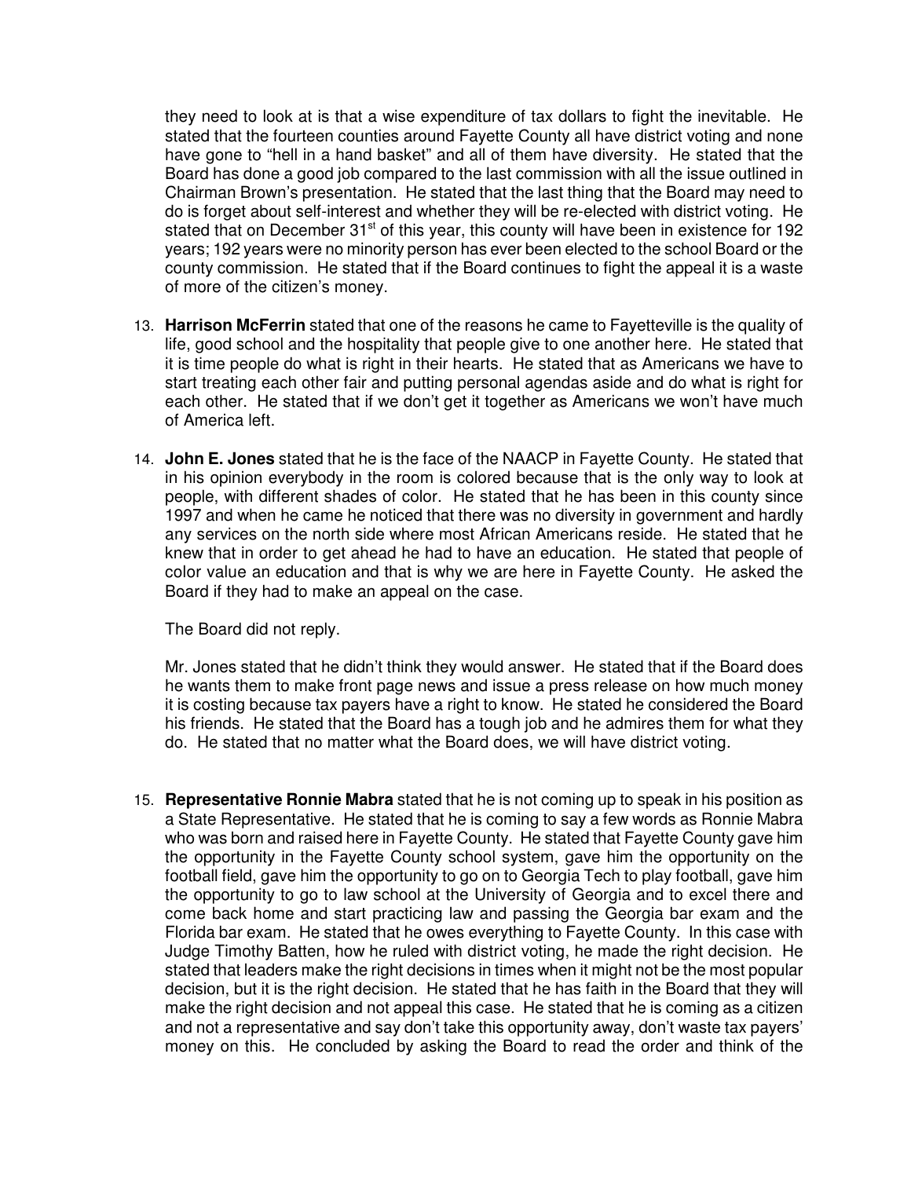they need to look at is that a wise expenditure of tax dollars to fight the inevitable. He stated that the fourteen counties around Fayette County all have district voting and none have gone to "hell in a hand basket" and all of them have diversity. He stated that the Board has done a good job compared to the last commission with all the issue outlined in Chairman Brown's presentation. He stated that the last thing that the Board may need to do is forget about self-interest and whether they will be re-elected with district voting. He stated that on December 31st of this year, this county will have been in existence for 192 years; 192 years were no minority person has ever been elected to the school Board or the county commission. He stated that if the Board continues to fight the appeal it is a waste of more of the citizen's money.

13. **Harrison McFerrin** stated that one of the reasons he came to Fayetteville is the quality of life, good school and the hospitality that people give to one another here. He stated that it is time people do what is right in their hearts. He stated that as Americans we have to start treating each other fair and putting personal agendas aside and do what is right for each other. He stated that if we don't get it together as Americans we won't have much of America left.

14. **John E. Jones** stated that he is the face of the NAACP in Fayette County. He stated that in his opinion everybody in the room is colored because that is the only way to look at people, with different shades of color. He stated that he has been in this county since 1997 and when he came he noticed that there was no diversity in government and hardly any services on the north side where most African Americans reside. He stated that he knew that in order to get ahead he had to have an education. He stated that people of color value an education and that is why we are here in Fayette County. He asked the Board if they had to make an appeal on the case.

    The Board did not reply.

    Mr. Jones stated that he didn't think they would answer. He stated that if the Board does he wants them to make front page news and issue a press release on how much money it is costing because tax payers have a right to know. He stated he considered the Board his friends. He stated that the Board has a tough job and he admires them for what they do. He stated that no matter what the Board does, we will have district voting.

15. **Representative Ronnie Mabra** stated that he is not coming up to speak in his position as a State Representative. He stated that he is coming to say a few words as Ronnie Mabra who was born and raised here in Fayette County. He stated that Fayette County gave him the opportunity in the Fayette County school system, gave him the opportunity on the football field, gave him the opportunity to go on to Georgia Tech to play football, gave him the opportunity to go to law school at the University of Georgia and to excel there and come back home and start practicing law and passing the Georgia bar exam and the Florida bar exam. He stated that he owes everything to Fayette County. In this case with Judge Timothy Batten, how he ruled with district voting, he made the right decision. He stated that leaders make the right decisions in times when it might not be the most popular decision, but it is the right decision. He stated that he has faith in the Board that they will make the right decision and not appeal this case. He stated that he is coming as a citizen and not a representative and say don't take this opportunity away, don't waste tax payers' money on this. He concluded by asking the Board to read the order and think of the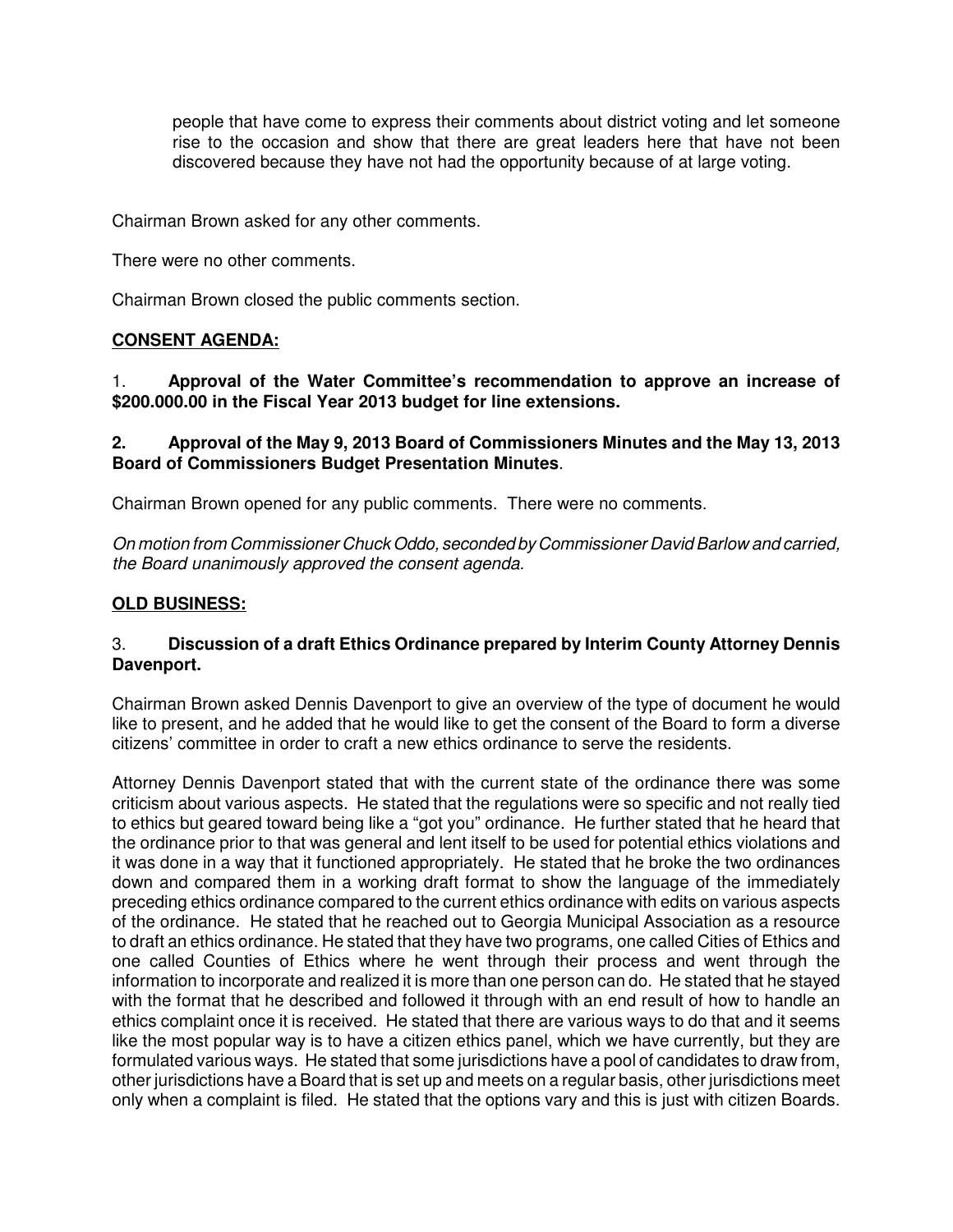people that have come to express their comments about district voting and let someone rise to the occasion and show that there are great leaders here that have not been discovered because they have not had the opportunity because of at large voting.

Chairman Brown asked for any other comments.

There were no other comments.

Chairman Brown closed the public comments section.

**CONSENT AGENDA:**

1. **Approval of the Water Committee's recommendation to approve an increase of $200.000.00 in the Fiscal Year 2013 budget for line extensions.**

**2. Approval of the May 9, 2013 Board of Commissioners Minutes and the May 13, 2013 Board of Commissioners Budget Presentation Minutes**.

Chairman Brown opened for any public comments. There were no comments.

*On motion from Commissioner Chuck Oddo, seconded by Commissioner David Barlow and carried, the Board unanimously approved the consent agenda.*

**OLD BUSINESS:**

3. **Discussion of a draft Ethics Ordinance prepared by Interim County Attorney Dennis Davenport.**

Chairman Brown asked Dennis Davenport to give an overview of the type of document he would like to present, and he added that he would like to get the consent of the Board to form a diverse citizens' committee in order to craft a new ethics ordinance to serve the residents.

Attorney Dennis Davenport stated that with the current state of the ordinance there was some criticism about various aspects. He stated that the regulations were so specific and not really tied to ethics but geared toward being like a "got you" ordinance. He further stated that he heard that the ordinance prior to that was general and lent itself to be used for potential ethics violations and it was done in a way that it functioned appropriately. He stated that he broke the two ordinances down and compared them in a working draft format to show the language of the immediately preceding ethics ordinance compared to the current ethics ordinance with edits on various aspects of the ordinance. He stated that he reached out to Georgia Municipal Association as a resource to draft an ethics ordinance. He stated that they have two programs, one called Cities of Ethics and one called Counties of Ethics where he went through their process and went through the information to incorporate and realized it is more than one person can do. He stated that he stayed with the format that he described and followed it through with an end result of how to handle an ethics complaint once it is received. He stated that there are various ways to do that and it seems like the most popular way is to have a citizen ethics panel, which we have currently, but they are formulated various ways. He stated that some jurisdictions have a pool of candidates to draw from, other jurisdictions have a Board that is set up and meets on a regular basis, other jurisdictions meet only when a complaint is filed. He stated that the options vary and this is just with citizen Boards.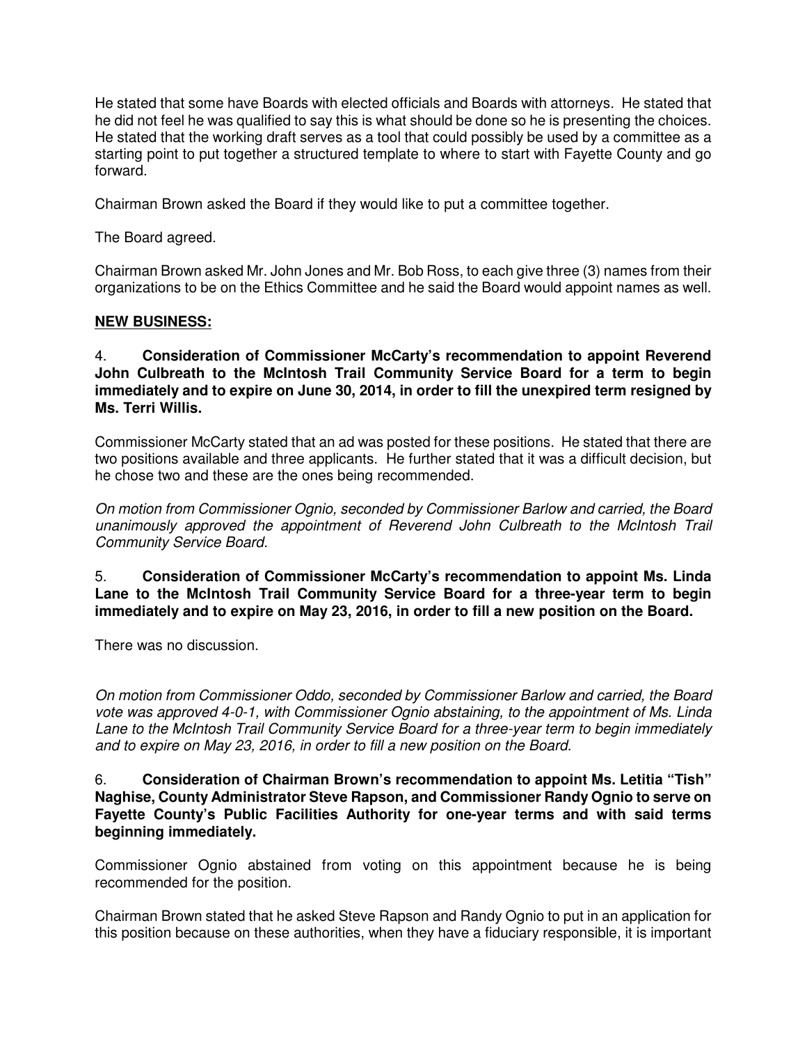He stated that some have Boards with elected officials and Boards with attorneys. He stated that he did not feel he was qualified to say this is what should be done so he is presenting the choices. He stated that the working draft serves as a tool that could possibly be used by a committee as a starting point to put together a structured template to where to start with Fayette County and go forward.

Chairman Brown asked the Board if they would like to put a committee together.

The Board agreed.

Chairman Brown asked Mr. John Jones and Mr. Bob Ross, to each give three (3) names from their organizations to be on the Ethics Committee and he said the Board would appoint names as well.

**NEW BUSINESS:**

4. **Consideration of Commissioner McCarty's recommendation to appoint Reverend John Culbreath to the McIntosh Trail Community Service Board for a term to begin immediately and to expire on June 30, 2014, in order to fill the unexpired term resigned by Ms. Terri Willis.**

Commissioner McCarty stated that an ad was posted for these positions. He stated that there are two positions available and three applicants. He further stated that it was a difficult decision, but he chose two and these are the ones being recommended.

*On motion from Commissioner Ognio, seconded by Commissioner Barlow and carried, the Board unanimously approved the appointment of Reverend John Culbreath to the McIntosh Trail Community Service Board.*

5. **Consideration of Commissioner McCarty's recommendation to appoint Ms. Linda Lane to the McIntosh Trail Community Service Board for a three-year term to begin immediately and to expire on May 23, 2016, in order to fill a new position on the Board.**

There was no discussion.

*On motion from Commissioner Oddo, seconded by Commissioner Barlow and carried, the Board vote was approved 4-0-1, with Commissioner Ognio abstaining, to the appointment of Ms. Linda Lane to the McIntosh Trail Community Service Board for a three-year term to begin immediately and to expire on May 23, 2016, in order to fill a new position on the Board.*

6. **Consideration of Chairman Brown's recommendation to appoint Ms. Letitia "Tish" Naghise, County Administrator Steve Rapson, and Commissioner Randy Ognio to serve on Fayette County's Public Facilities Authority for one-year terms and with said terms beginning immediately.**

Commissioner Ognio abstained from voting on this appointment because he is being recommended for the position.

Chairman Brown stated that he asked Steve Rapson and Randy Ognio to put in an application for this position because on these authorities, when they have a fiduciary responsible, it is important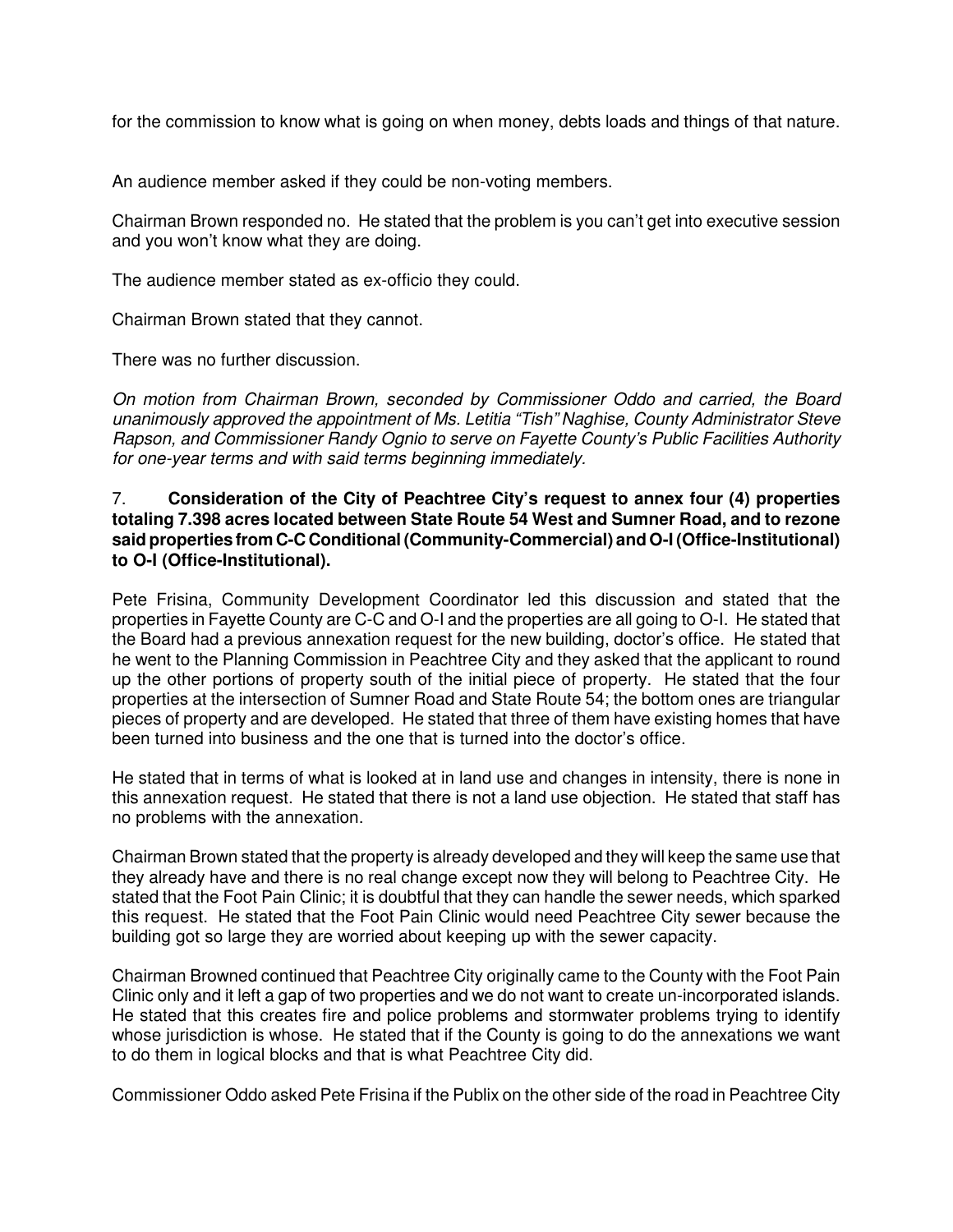for the commission to know what is going on when money, debts loads and things of that nature.

An audience member asked if they could be non-voting members.

Chairman Brown responded no. He stated that the problem is you can't get into executive session and you won't know what they are doing.

The audience member stated as ex-officio they could.

Chairman Brown stated that they cannot.

There was no further discussion.

*On motion from Chairman Brown, seconded by Commissioner Oddo and carried, the Board unanimously approved the appointment of Ms. Letitia "Tish" Naghise, County Administrator Steve Rapson, and Commissioner Randy Ognio to serve on Fayette County's Public Facilities Authority for one-year terms and with said terms beginning immediately.*

7. **Consideration of the City of Peachtree City's request to annex four (4) properties totaling 7.398 acres located between State Route 54 West and Sumner Road, and to rezone said properties from C-C Conditional (Community-Commercial) and O-I (Office-Institutional) to O-I (Office-Institutional).**

Pete Frisina, Community Development Coordinator led this discussion and stated that the properties in Fayette County are C-C and O-I and the properties are all going to O-I. He stated that the Board had a previous annexation request for the new building, doctor's office. He stated that he went to the Planning Commission in Peachtree City and they asked that the applicant to round up the other portions of property south of the initial piece of property. He stated that the four properties at the intersection of Sumner Road and State Route 54; the bottom ones are triangular pieces of property and are developed. He stated that three of them have existing homes that have been turned into business and the one that is turned into the doctor's office.

He stated that in terms of what is looked at in land use and changes in intensity, there is none in this annexation request. He stated that there is not a land use objection. He stated that staff has no problems with the annexation.

Chairman Brown stated that the property is already developed and they will keep the same use that they already have and there is no real change except now they will belong to Peachtree City. He stated that the Foot Pain Clinic; it is doubtful that they can handle the sewer needs, which sparked this request. He stated that the Foot Pain Clinic would need Peachtree City sewer because the building got so large they are worried about keeping up with the sewer capacity.

Chairman Browned continued that Peachtree City originally came to the County with the Foot Pain Clinic only and it left a gap of two properties and we do not want to create un-incorporated islands. He stated that this creates fire and police problems and stormwater problems trying to identify whose jurisdiction is whose. He stated that if the County is going to do the annexations we want to do them in logical blocks and that is what Peachtree City did.

Commissioner Oddo asked Pete Frisina if the Publix on the other side of the road in Peachtree City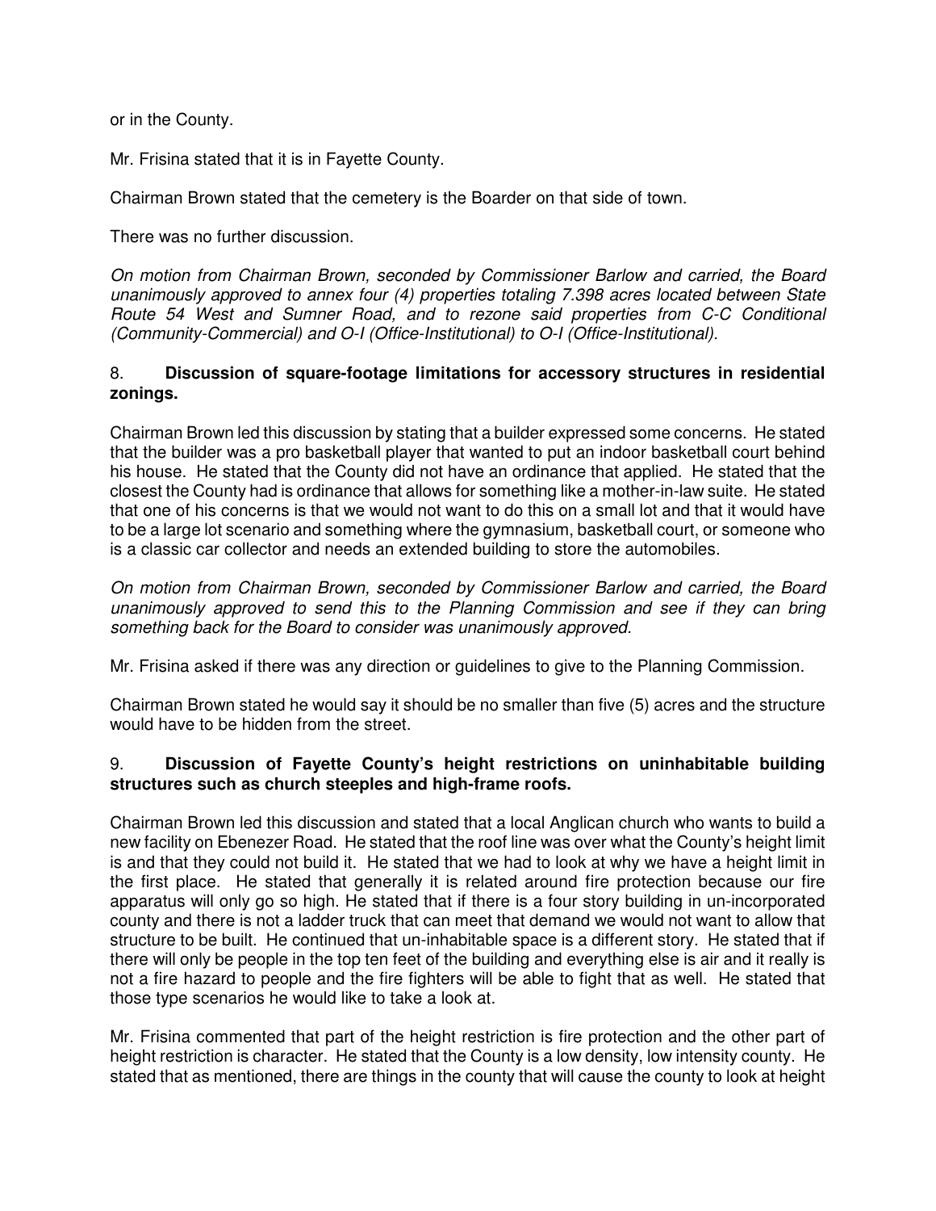or in the County.

Mr. Frisina stated that it is in Fayette County.

Chairman Brown stated that the cemetery is the Boarder on that side of town.

There was no further discussion.

*On motion from Chairman Brown, seconded by Commissioner Barlow and carried, the Board unanimously approved to annex four (4) properties totaling 7.398 acres located between State Route 54 West and Sumner Road, and to rezone said properties from C-C Conditional (Community-Commercial) and O-I (Office-Institutional) to O-I (Office-Institutional).*

8. **Discussion of square-footage limitations for accessory structures in residential zonings.**

Chairman Brown led this discussion by stating that a builder expressed some concerns. He stated that the builder was a pro basketball player that wanted to put an indoor basketball court behind his house. He stated that the County did not have an ordinance that applied. He stated that the closest the County had is ordinance that allows for something like a mother-in-law suite. He stated that one of his concerns is that we would not want to do this on a small lot and that it would have to be a large lot scenario and something where the gymnasium, basketball court, or someone who is a classic car collector and needs an extended building to store the automobiles.

*On motion from Chairman Brown, seconded by Commissioner Barlow and carried, the Board unanimously approved to send this to the Planning Commission and see if they can bring something back for the Board to consider was unanimously approved.*

Mr. Frisina asked if there was any direction or guidelines to give to the Planning Commission.

Chairman Brown stated he would say it should be no smaller than five (5) acres and the structure would have to be hidden from the street.

9. **Discussion of Fayette County's height restrictions on uninhabitable building structures such as church steeples and high-frame roofs.**

Chairman Brown led this discussion and stated that a local Anglican church who wants to build a new facility on Ebenezer Road. He stated that the roof line was over what the County's height limit is and that they could not build it. He stated that we had to look at why we have a height limit in the first place. He stated that generally it is related around fire protection because our fire apparatus will only go so high. He stated that if there is a four story building in un-incorporated county and there is not a ladder truck that can meet that demand we would not want to allow that structure to be built. He continued that un-inhabitable space is a different story. He stated that if there will only be people in the top ten feet of the building and everything else is air and it really is not a fire hazard to people and the fire fighters will be able to fight that as well. He stated that those type scenarios he would like to take a look at.

Mr. Frisina commented that part of the height restriction is fire protection and the other part of height restriction is character. He stated that the County is a low density, low intensity county. He stated that as mentioned, there are things in the county that will cause the county to look at height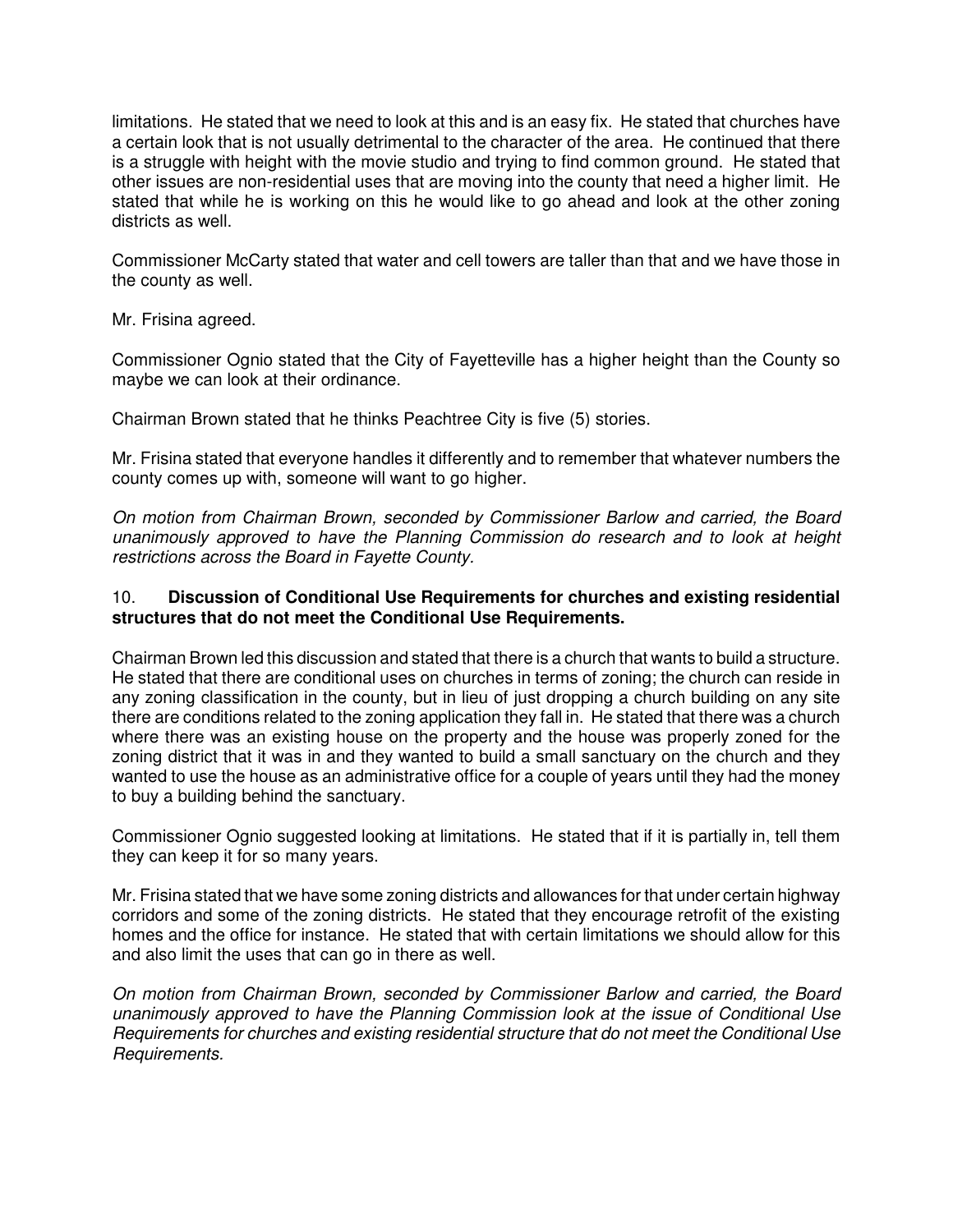limitations. He stated that we need to look at this and is an easy fix. He stated that churches have a certain look that is not usually detrimental to the character of the area. He continued that there is a struggle with height with the movie studio and trying to find common ground. He stated that other issues are non-residential uses that are moving into the county that need a higher limit. He stated that while he is working on this he would like to go ahead and look at the other zoning districts as well.

Commissioner McCarty stated that water and cell towers are taller than that and we have those in the county as well.

Mr. Frisina agreed.

Commissioner Ognio stated that the City of Fayetteville has a higher height than the County so maybe we can look at their ordinance.

Chairman Brown stated that he thinks Peachtree City is five (5) stories.

Mr. Frisina stated that everyone handles it differently and to remember that whatever numbers the county comes up with, someone will want to go higher.

*On motion from Chairman Brown, seconded by Commissioner Barlow and carried, the Board unanimously approved to have the Planning Commission do research and to look at height restrictions across the Board in Fayette County.*

10. **Discussion of Conditional Use Requirements for churches and existing residential structures that do not meet the Conditional Use Requirements.**

Chairman Brown led this discussion and stated that there is a church that wants to build a structure. He stated that there are conditional uses on churches in terms of zoning; the church can reside in any zoning classification in the county, but in lieu of just dropping a church building on any site there are conditions related to the zoning application they fall in. He stated that there was a church where there was an existing house on the property and the house was properly zoned for the zoning district that it was in and they wanted to build a small sanctuary on the church and they wanted to use the house as an administrative office for a couple of years until they had the money to buy a building behind the sanctuary.

Commissioner Ognio suggested looking at limitations. He stated that if it is partially in, tell them they can keep it for so many years.

Mr. Frisina stated that we have some zoning districts and allowances for that under certain highway corridors and some of the zoning districts. He stated that they encourage retrofit of the existing homes and the office for instance. He stated that with certain limitations we should allow for this and also limit the uses that can go in there as well.

*On motion from Chairman Brown, seconded by Commissioner Barlow and carried, the Board unanimously approved to have the Planning Commission look at the issue of Conditional Use Requirements for churches and existing residential structure that do not meet the Conditional Use Requirements.*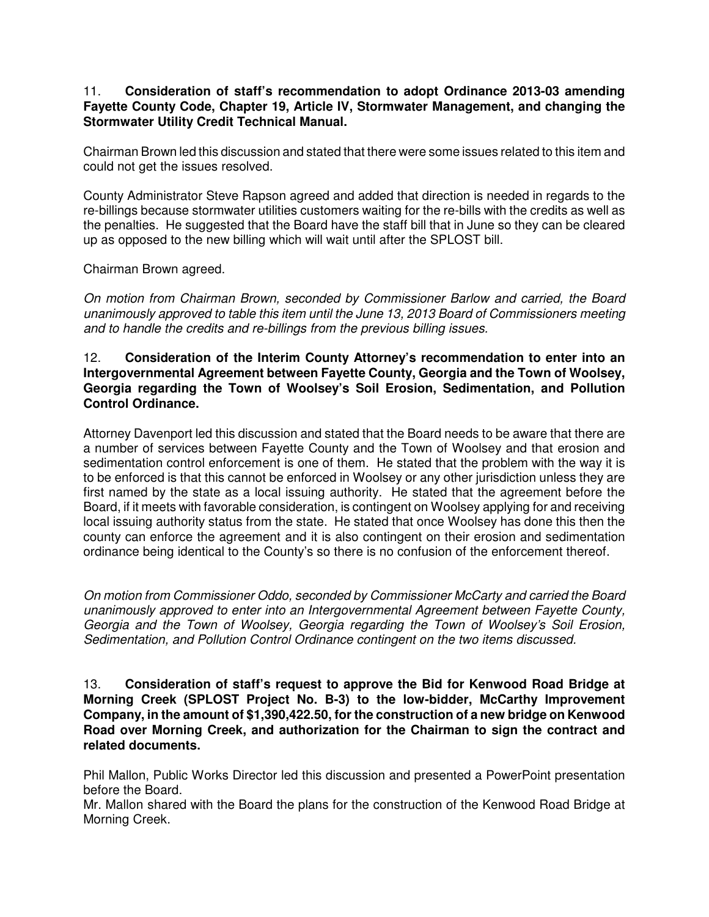11. **Consideration of staff's recommendation to adopt Ordinance 2013-03 amending Fayette County Code, Chapter 19, Article IV, Stormwater Management, and changing the Stormwater Utility Credit Technical Manual.**

Chairman Brown led this discussion and stated that there were some issues related to this item and could not get the issues resolved.

County Administrator Steve Rapson agreed and added that direction is needed in regards to the re-billings because stormwater utilities customers waiting for the re-bills with the credits as well as the penalties. He suggested that the Board have the staff bill that in June so they can be cleared up as opposed to the new billing which will wait until after the SPLOST bill.

Chairman Brown agreed.

*On motion from Chairman Brown, seconded by Commissioner Barlow and carried, the Board unanimously approved to table this item until the June 13, 2013 Board of Commissioners meeting and to handle the credits and re-billings from the previous billing issues.*

12. **Consideration of the Interim County Attorney's recommendation to enter into an Intergovernmental Agreement between Fayette County, Georgia and the Town of Woolsey, Georgia regarding the Town of Woolsey's Soil Erosion, Sedimentation, and Pollution Control Ordinance.**

Attorney Davenport led this discussion and stated that the Board needs to be aware that there are a number of services between Fayette County and the Town of Woolsey and that erosion and sedimentation control enforcement is one of them. He stated that the problem with the way it is to be enforced is that this cannot be enforced in Woolsey or any other jurisdiction unless they are first named by the state as a local issuing authority. He stated that the agreement before the Board, if it meets with favorable consideration, is contingent on Woolsey applying for and receiving local issuing authority status from the state. He stated that once Woolsey has done this then the county can enforce the agreement and it is also contingent on their erosion and sedimentation ordinance being identical to the County's so there is no confusion of the enforcement thereof.

*On motion from Commissioner Oddo, seconded by Commissioner McCarty and carried the Board unanimously approved to enter into an Intergovernmental Agreement between Fayette County, Georgia and the Town of Woolsey, Georgia regarding the Town of Woolsey's Soil Erosion, Sedimentation, and Pollution Control Ordinance contingent on the two items discussed.*

13. **Consideration of staff's request to approve the Bid for Kenwood Road Bridge at Morning Creek (SPLOST Project No. B-3) to the low-bidder, McCarthy Improvement Company, in the amount of $1,390,422.50, for the construction of a new bridge on Kenwood Road over Morning Creek, and authorization for the Chairman to sign the contract and related documents.**

Phil Mallon, Public Works Director led this discussion and presented a PowerPoint presentation before the Board.
Mr. Mallon shared with the Board the plans for the construction of the Kenwood Road Bridge at Morning Creek.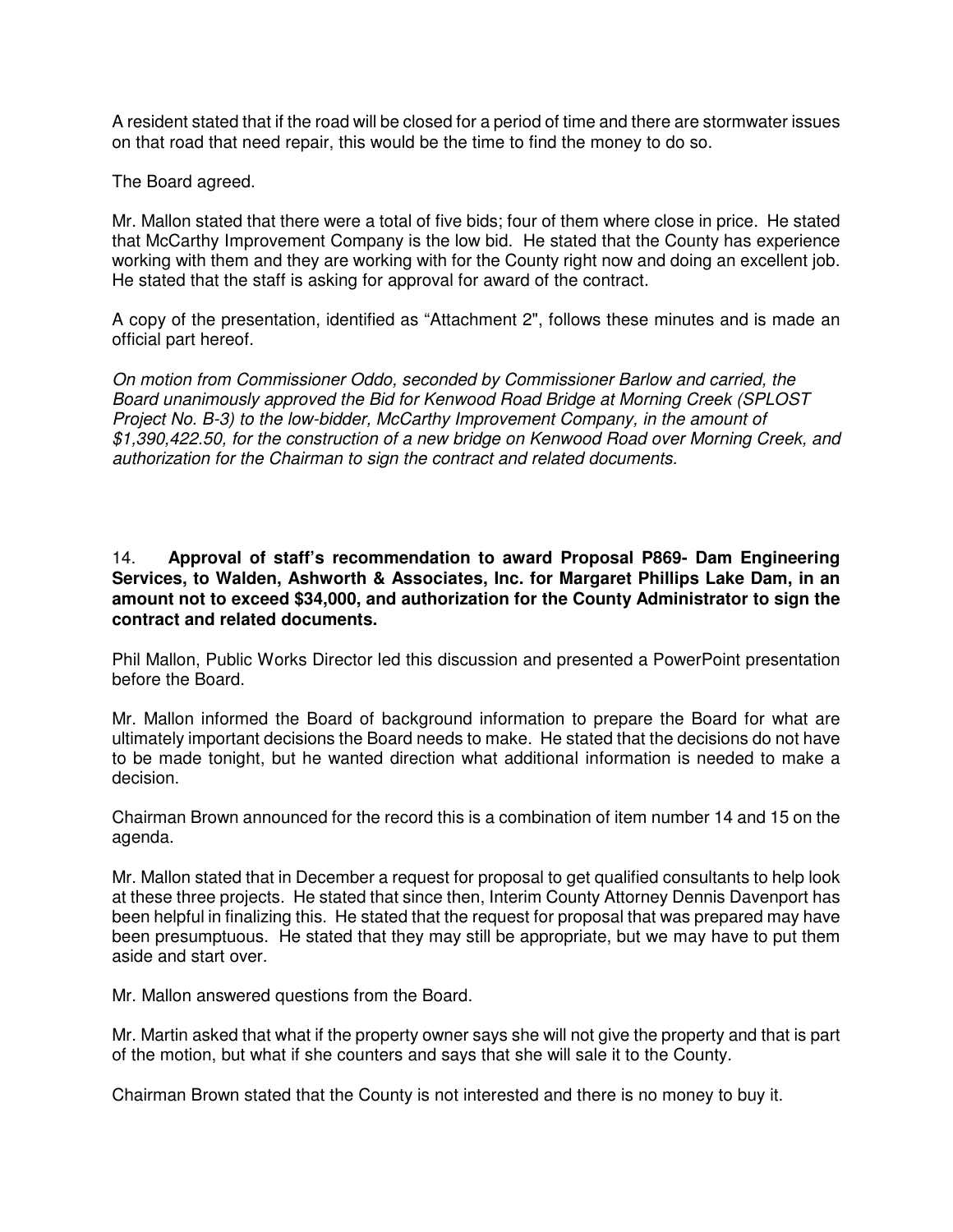A resident stated that if the road will be closed for a period of time and there are stormwater issues on that road that need repair, this would be the time to find the money to do so.

The Board agreed.

Mr. Mallon stated that there were a total of five bids; four of them where close in price. He stated that McCarthy Improvement Company is the low bid. He stated that the County has experience working with them and they are working with for the County right now and doing an excellent job. He stated that the staff is asking for approval for award of the contract.

A copy of the presentation, identified as "Attachment 2", follows these minutes and is made an official part hereof.

*On motion from Commissioner Oddo, seconded by Commissioner Barlow and carried, the Board unanimously approved the Bid for Kenwood Road Bridge at Morning Creek (SPLOST Project No. B-3) to the low-bidder, McCarthy Improvement Company, in the amount of $1,390,422.50, for the construction of a new bridge on Kenwood Road over Morning Creek, and authorization for the Chairman to sign the contract and related documents.*

14. **Approval of staff's recommendation to award Proposal P869- Dam Engineering Services, to Walden, Ashworth & Associates, Inc. for Margaret Phillips Lake Dam, in an amount not to exceed $34,000, and authorization for the County Administrator to sign the contract and related documents.**

Phil Mallon, Public Works Director led this discussion and presented a PowerPoint presentation before the Board.

Mr. Mallon informed the Board of background information to prepare the Board for what are ultimately important decisions the Board needs to make. He stated that the decisions do not have to be made tonight, but he wanted direction what additional information is needed to make a decision.

Chairman Brown announced for the record this is a combination of item number 14 and 15 on the agenda.

Mr. Mallon stated that in December a request for proposal to get qualified consultants to help look at these three projects. He stated that since then, Interim County Attorney Dennis Davenport has been helpful in finalizing this. He stated that the request for proposal that was prepared may have been presumptuous. He stated that they may still be appropriate, but we may have to put them aside and start over.

Mr. Mallon answered questions from the Board.

Mr. Martin asked that what if the property owner says she will not give the property and that is part of the motion, but what if she counters and says that she will sale it to the County.

Chairman Brown stated that the County is not interested and there is no money to buy it.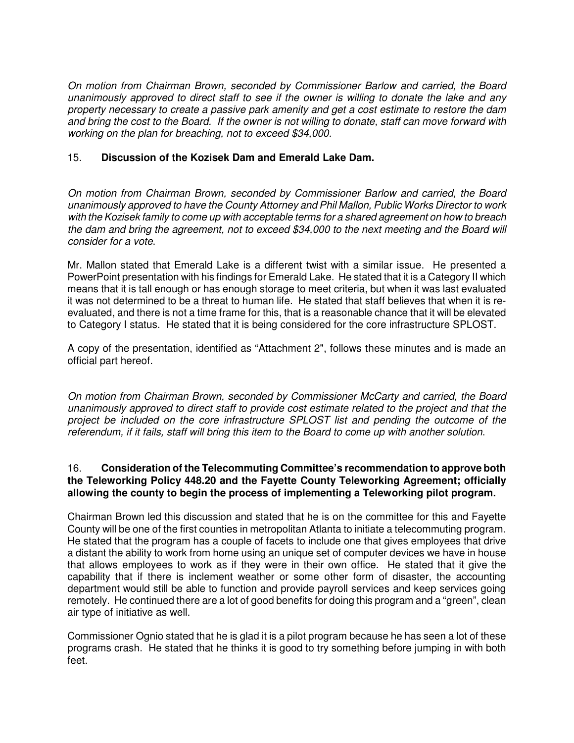*On motion from Chairman Brown, seconded by Commissioner Barlow and carried, the Board unanimously approved to direct staff to see if the owner is willing to donate the lake and any property necessary to create a passive park amenity and get a cost estimate to restore the dam and bring the cost to the Board. If the owner is not willing to donate, staff can move forward with working on the plan for breaching, not to exceed $34,000.*

15. **Discussion of the Kozisek Dam and Emerald Lake Dam.**

*On motion from Chairman Brown, seconded by Commissioner Barlow and carried, the Board unanimously approved to have the County Attorney and Phil Mallon, Public Works Director to work with the Kozisek family to come up with acceptable terms for a shared agreement on how to breach the dam and bring the agreement, not to exceed $34,000 to the next meeting and the Board will consider for a vote.*

Mr. Mallon stated that Emerald Lake is a different twist with a similar issue. He presented a PowerPoint presentation with his findings for Emerald Lake. He stated that it is a Category II which means that it is tall enough or has enough storage to meet criteria, but when it was last evaluated it was not determined to be a threat to human life. He stated that staff believes that when it is re-evaluated, and there is not a time frame for this, that is a reasonable chance that it will be elevated to Category I status. He stated that it is being considered for the core infrastructure SPLOST.

A copy of the presentation, identified as "Attachment 2", follows these minutes and is made an official part hereof.

*On motion from Chairman Brown, seconded by Commissioner McCarty and carried, the Board unanimously approved to direct staff to provide cost estimate related to the project and that the project be included on the core infrastructure SPLOST list and pending the outcome of the referendum, if it fails, staff will bring this item to the Board to come up with another solution.*

16. **Consideration of the Telecommuting Committee's recommendation to approve both the Teleworking Policy 448.20 and the Fayette County Teleworking Agreement; officially allowing the county to begin the process of implementing a Teleworking pilot program.**

Chairman Brown led this discussion and stated that he is on the committee for this and Fayette County will be one of the first counties in metropolitan Atlanta to initiate a telecommuting program. He stated that the program has a couple of facets to include one that gives employees that drive a distant the ability to work from home using an unique set of computer devices we have in house that allows employees to work as if they were in their own office. He stated that it give the capability that if there is inclement weather or some other form of disaster, the accounting department would still be able to function and provide payroll services and keep services going remotely. He continued there are a lot of good benefits for doing this program and a "green", clean air type of initiative as well.

Commissioner Ognio stated that he is glad it is a pilot program because he has seen a lot of these programs crash. He stated that he thinks it is good to try something before jumping in with both feet.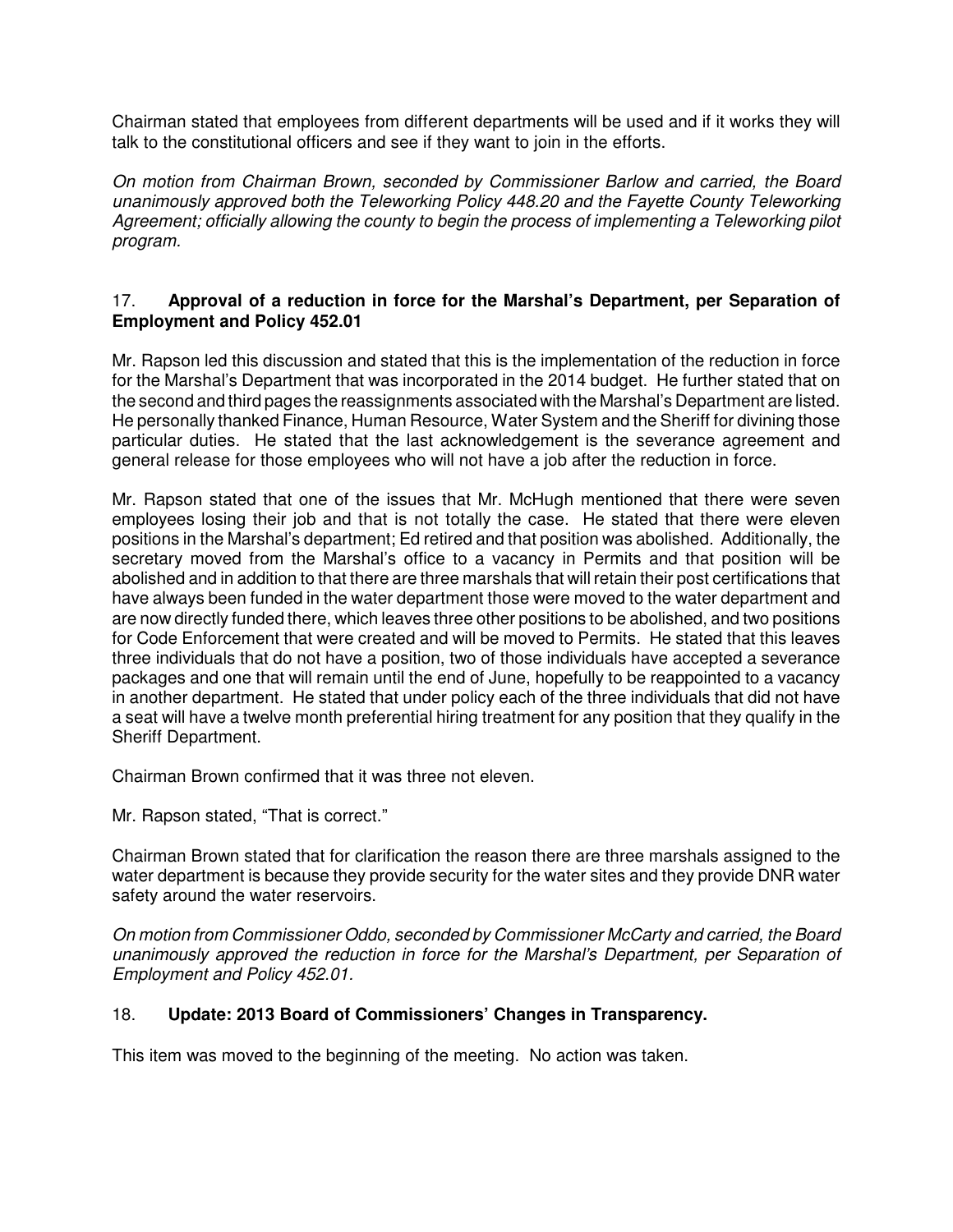Chairman stated that employees from different departments will be used and if it works they will talk to the constitutional officers and see if they want to join in the efforts.

*On motion from Chairman Brown, seconded by Commissioner Barlow and carried, the Board unanimously approved both the Teleworking Policy 448.20 and the Fayette County Teleworking Agreement; officially allowing the county to begin the process of implementing a Teleworking pilot program.*

17. **Approval of a reduction in force for the Marshal's Department, per Separation of Employment and Policy 452.01**

Mr. Rapson led this discussion and stated that this is the implementation of the reduction in force for the Marshal's Department that was incorporated in the 2014 budget. He further stated that on the second and third pages the reassignments associated with the Marshal's Department are listed. He personally thanked Finance, Human Resource, Water System and the Sheriff for divining those particular duties. He stated that the last acknowledgement is the severance agreement and general release for those employees who will not have a job after the reduction in force.

Mr. Rapson stated that one of the issues that Mr. McHugh mentioned that there were seven employees losing their job and that is not totally the case. He stated that there were eleven positions in the Marshal's department; Ed retired and that position was abolished. Additionally, the secretary moved from the Marshal's office to a vacancy in Permits and that position will be abolished and in addition to that there are three marshals that will retain their post certifications that have always been funded in the water department those were moved to the water department and are now directly funded there, which leaves three other positions to be abolished, and two positions for Code Enforcement that were created and will be moved to Permits. He stated that this leaves three individuals that do not have a position, two of those individuals have accepted a severance packages and one that will remain until the end of June, hopefully to be reappointed to a vacancy in another department. He stated that under policy each of the three individuals that did not have a seat will have a twelve month preferential hiring treatment for any position that they qualify in the Sheriff Department.

Chairman Brown confirmed that it was three not eleven.

Mr. Rapson stated, "That is correct."

Chairman Brown stated that for clarification the reason there are three marshals assigned to the water department is because they provide security for the water sites and they provide DNR water safety around the water reservoirs.

*On motion from Commissioner Oddo, seconded by Commissioner McCarty and carried, the Board unanimously approved the reduction in force for the Marshal's Department, per Separation of Employment and Policy 452.01.*

18. **Update: 2013 Board of Commissioners' Changes in Transparency.**

This item was moved to the beginning of the meeting. No action was taken.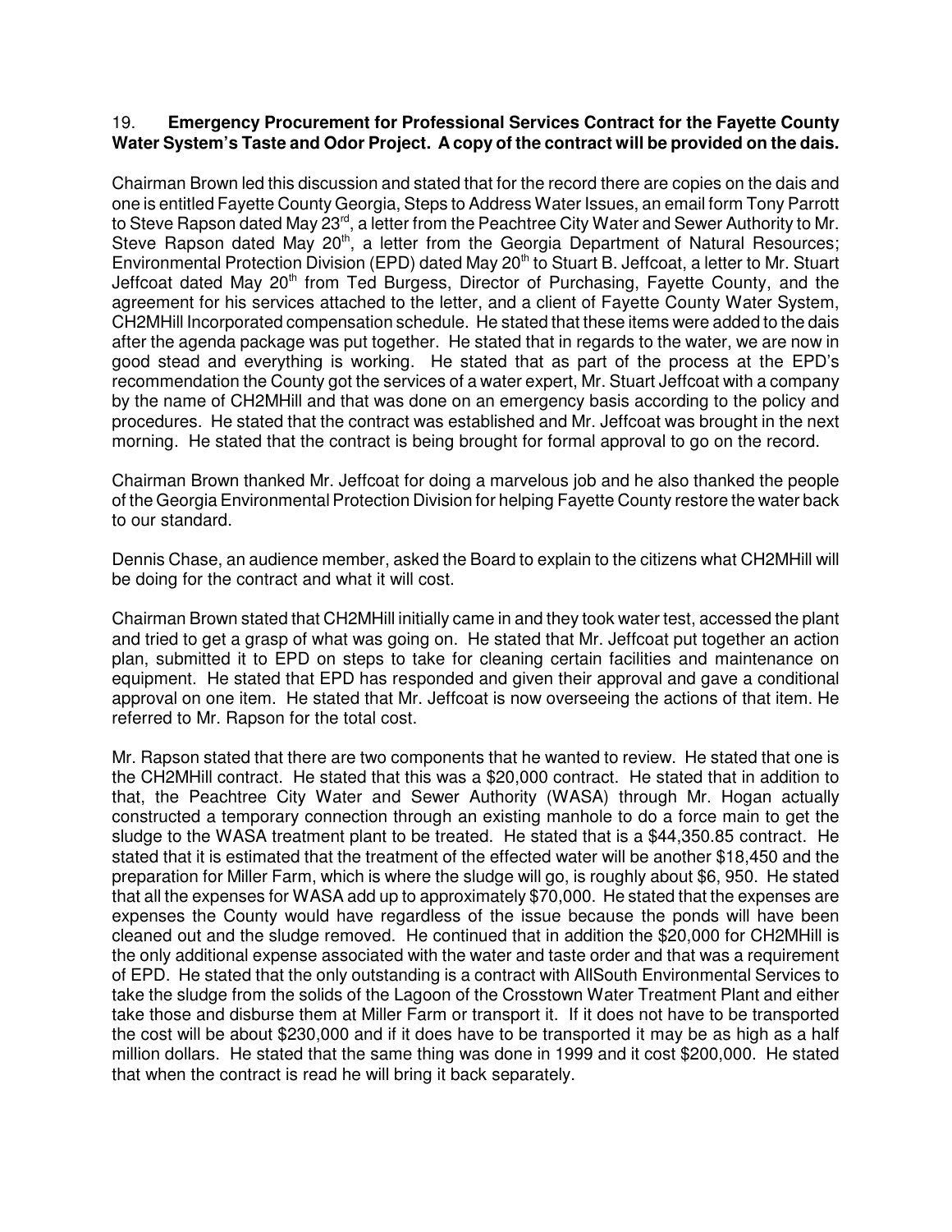19. **Emergency Procurement for Professional Services Contract for the Fayette County Water System's Taste and Odor Project. A copy of the contract will be provided on the dais.**

Chairman Brown led this discussion and stated that for the record there are copies on the dais and one is entitled Fayette County Georgia, Steps to Address Water Issues, an email form Tony Parrott to Steve Rapson dated May 23rd, a letter from the Peachtree City Water and Sewer Authority to Mr. Steve Rapson dated May 20th, a letter from the Georgia Department of Natural Resources; Environmental Protection Division (EPD) dated May 20th to Stuart B. Jeffcoat, a letter to Mr. Stuart Jeffcoat dated May 20th from Ted Burgess, Director of Purchasing, Fayette County, and the agreement for his services attached to the letter, and a client of Fayette County Water System, CH2MHill Incorporated compensation schedule. He stated that these items were added to the dais after the agenda package was put together. He stated that in regards to the water, we are now in good stead and everything is working. He stated that as part of the process at the EPD's recommendation the County got the services of a water expert, Mr. Stuart Jeffcoat with a company by the name of CH2MHill and that was done on an emergency basis according to the policy and procedures. He stated that the contract was established and Mr. Jeffcoat was brought in the next morning. He stated that the contract is being brought for formal approval to go on the record.

Chairman Brown thanked Mr. Jeffcoat for doing a marvelous job and he also thanked the people of the Georgia Environmental Protection Division for helping Fayette County restore the water back to our standard.

Dennis Chase, an audience member, asked the Board to explain to the citizens what CH2MHill will be doing for the contract and what it will cost.

Chairman Brown stated that CH2MHill initially came in and they took water test, accessed the plant and tried to get a grasp of what was going on. He stated that Mr. Jeffcoat put together an action plan, submitted it to EPD on steps to take for cleaning certain facilities and maintenance on equipment. He stated that EPD has responded and given their approval and gave a conditional approval on one item. He stated that Mr. Jeffcoat is now overseeing the actions of that item. He referred to Mr. Rapson for the total cost.

Mr. Rapson stated that there are two components that he wanted to review. He stated that one is the CH2MHill contract. He stated that this was a $20,000 contract. He stated that in addition to that, the Peachtree City Water and Sewer Authority (WASA) through Mr. Hogan actually constructed a temporary connection through an existing manhole to do a force main to get the sludge to the WASA treatment plant to be treated. He stated that is a $44,350.85 contract. He stated that it is estimated that the treatment of the effected water will be another $18,450 and the preparation for Miller Farm, which is where the sludge will go, is roughly about $6, 950. He stated that all the expenses for WASA add up to approximately $70,000. He stated that the expenses are expenses the County would have regardless of the issue because the ponds will have been cleaned out and the sludge removed. He continued that in addition the $20,000 for CH2MHill is the only additional expense associated with the water and taste order and that was a requirement of EPD. He stated that the only outstanding is a contract with AllSouth Environmental Services to take the sludge from the solids of the Lagoon of the Crosstown Water Treatment Plant and either take those and disburse them at Miller Farm or transport it. If it does not have to be transported the cost will be about $230,000 and if it does have to be transported it may be as high as a half million dollars. He stated that the same thing was done in 1999 and it cost $200,000. He stated that when the contract is read he will bring it back separately.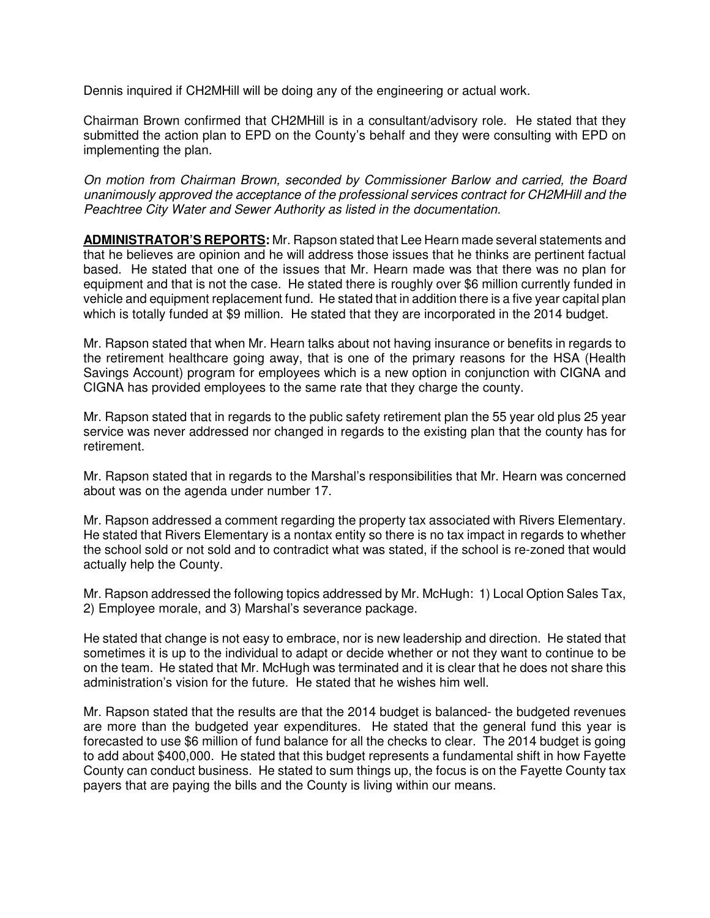Dennis inquired if CH2MHill will be doing any of the engineering or actual work.

Chairman Brown confirmed that CH2MHill is in a consultant/advisory role. He stated that they submitted the action plan to EPD on the County's behalf and they were consulting with EPD on implementing the plan.

*On motion from Chairman Brown, seconded by Commissioner Barlow and carried, the Board unanimously approved the acceptance of the professional services contract for CH2MHill and the Peachtree City Water and Sewer Authority as listed in the documentation.*

**ADMINISTRATOR'S REPORTS:** Mr. Rapson stated that Lee Hearn made several statements and that he believes are opinion and he will address those issues that he thinks are pertinent factual based. He stated that one of the issues that Mr. Hearn made was that there was no plan for equipment and that is not the case. He stated there is roughly over $6 million currently funded in vehicle and equipment replacement fund. He stated that in addition there is a five year capital plan which is totally funded at $9 million. He stated that they are incorporated in the 2014 budget.

Mr. Rapson stated that when Mr. Hearn talks about not having insurance or benefits in regards to the retirement healthcare going away, that is one of the primary reasons for the HSA (Health Savings Account) program for employees which is a new option in conjunction with CIGNA and CIGNA has provided employees to the same rate that they charge the county.

Mr. Rapson stated that in regards to the public safety retirement plan the 55 year old plus 25 year service was never addressed nor changed in regards to the existing plan that the county has for retirement.

Mr. Rapson stated that in regards to the Marshal's responsibilities that Mr. Hearn was concerned about was on the agenda under number 17.

Mr. Rapson addressed a comment regarding the property tax associated with Rivers Elementary. He stated that Rivers Elementary is a nontax entity so there is no tax impact in regards to whether the school sold or not sold and to contradict what was stated, if the school is re-zoned that would actually help the County.

Mr. Rapson addressed the following topics addressed by Mr. McHugh: 1) Local Option Sales Tax, 2) Employee morale, and 3) Marshal's severance package.

He stated that change is not easy to embrace, nor is new leadership and direction. He stated that sometimes it is up to the individual to adapt or decide whether or not they want to continue to be on the team. He stated that Mr. McHugh was terminated and it is clear that he does not share this administration's vision for the future. He stated that he wishes him well.

Mr. Rapson stated that the results are that the 2014 budget is balanced- the budgeted revenues are more than the budgeted year expenditures. He stated that the general fund this year is forecasted to use $6 million of fund balance for all the checks to clear. The 2014 budget is going to add about $400,000. He stated that this budget represents a fundamental shift in how Fayette County can conduct business. He stated to sum things up, the focus is on the Fayette County tax payers that are paying the bills and the County is living within our means.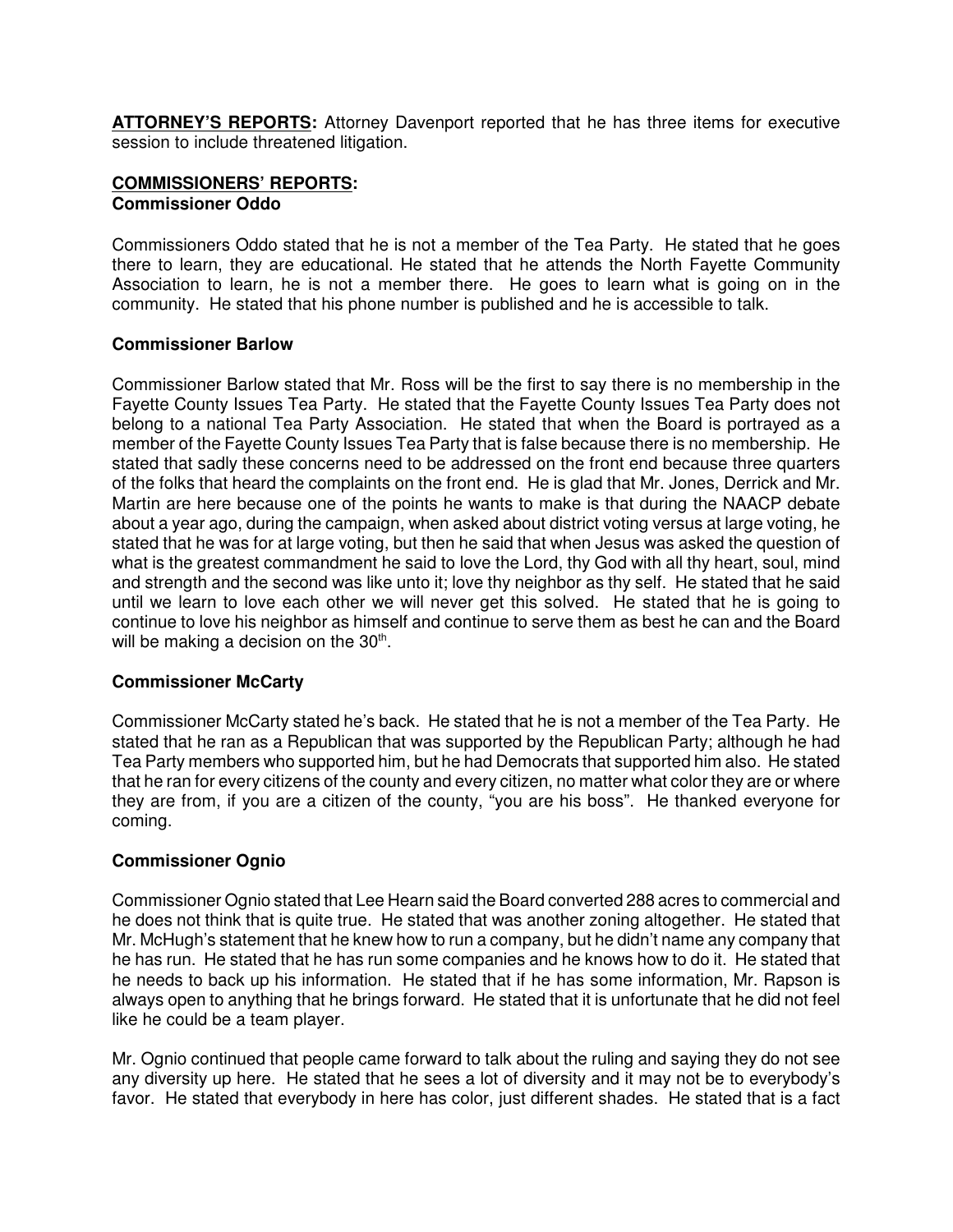**ATTORNEY'S REPORTS:** Attorney Davenport reported that he has three items for executive session to include threatened litigation.

**COMMISSIONERS' REPORTS:**

**Commissioner Oddo**

Commissioners Oddo stated that he is not a member of the Tea Party. He stated that he goes there to learn, they are educational. He stated that he attends the North Fayette Community Association to learn, he is not a member there. He goes to learn what is going on in the community. He stated that his phone number is published and he is accessible to talk.

**Commissioner Barlow**

Commissioner Barlow stated that Mr. Ross will be the first to say there is no membership in the Fayette County Issues Tea Party. He stated that the Fayette County Issues Tea Party does not belong to a national Tea Party Association. He stated that when the Board is portrayed as a member of the Fayette County Issues Tea Party that is false because there is no membership. He stated that sadly these concerns need to be addressed on the front end because three quarters of the folks that heard the complaints on the front end. He is glad that Mr. Jones, Derrick and Mr. Martin are here because one of the points he wants to make is that during the NAACP debate about a year ago, during the campaign, when asked about district voting versus at large voting, he stated that he was for at large voting, but then he said that when Jesus was asked the question of what is the greatest commandment he said to love the Lord, thy God with all thy heart, soul, mind and strength and the second was like unto it; love thy neighbor as thy self. He stated that he said until we learn to love each other we will never get this solved. He stated that he is going to continue to love his neighbor as himself and continue to serve them as best he can and the Board will be making a decision on the 30th.

**Commissioner McCarty**

Commissioner McCarty stated he's back. He stated that he is not a member of the Tea Party. He stated that he ran as a Republican that was supported by the Republican Party; although he had Tea Party members who supported him, but he had Democrats that supported him also. He stated that he ran for every citizens of the county and every citizen, no matter what color they are or where they are from, if you are a citizen of the county, "you are his boss". He thanked everyone for coming.

**Commissioner Ognio**

Commissioner Ognio stated that Lee Hearn said the Board converted 288 acres to commercial and he does not think that is quite true. He stated that was another zoning altogether. He stated that Mr. McHugh's statement that he knew how to run a company, but he didn't name any company that he has run. He stated that he has run some companies and he knows how to do it. He stated that he needs to back up his information. He stated that if he has some information, Mr. Rapson is always open to anything that he brings forward. He stated that it is unfortunate that he did not feel like he could be a team player.

Mr. Ognio continued that people came forward to talk about the ruling and saying they do not see any diversity up here. He stated that he sees a lot of diversity and it may not be to everybody's favor. He stated that everybody in here has color, just different shades. He stated that is a fact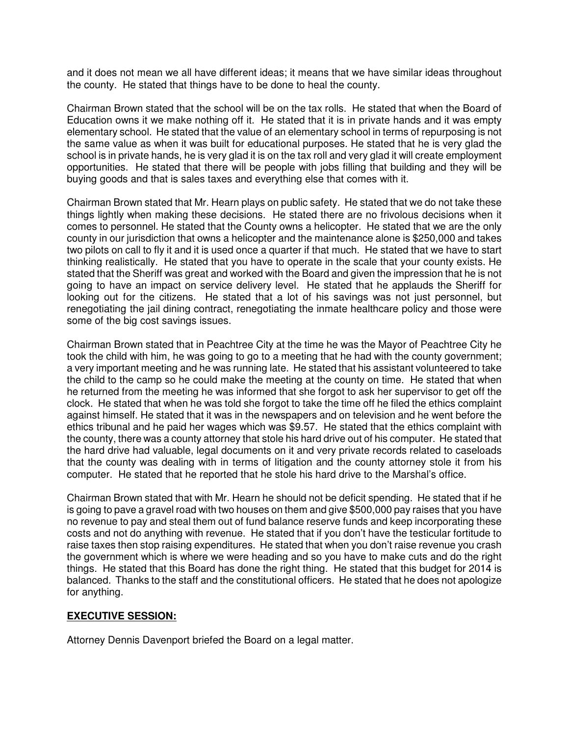and it does not mean we all have different ideas; it means that we have similar ideas throughout the county. He stated that things have to be done to heal the county.

Chairman Brown stated that the school will be on the tax rolls. He stated that when the Board of Education owns it we make nothing off it. He stated that it is in private hands and it was empty elementary school. He stated that the value of an elementary school in terms of repurposing is not the same value as when it was built for educational purposes. He stated that he is very glad the school is in private hands, he is very glad it is on the tax roll and very glad it will create employment opportunities. He stated that there will be people with jobs filling that building and they will be buying goods and that is sales taxes and everything else that comes with it.

Chairman Brown stated that Mr. Hearn plays on public safety. He stated that we do not take these things lightly when making these decisions. He stated there are no frivolous decisions when it comes to personnel. He stated that the County owns a helicopter. He stated that we are the only county in our jurisdiction that owns a helicopter and the maintenance alone is $250,000 and takes two pilots on call to fly it and it is used once a quarter if that much. He stated that we have to start thinking realistically. He stated that you have to operate in the scale that your county exists. He stated that the Sheriff was great and worked with the Board and given the impression that he is not going to have an impact on service delivery level. He stated that he applauds the Sheriff for looking out for the citizens. He stated that a lot of his savings was not just personnel, but renegotiating the jail dining contract, renegotiating the inmate healthcare policy and those were some of the big cost savings issues.

Chairman Brown stated that in Peachtree City at the time he was the Mayor of Peachtree City he took the child with him, he was going to go to a meeting that he had with the county government; a very important meeting and he was running late. He stated that his assistant volunteered to take the child to the camp so he could make the meeting at the county on time. He stated that when he returned from the meeting he was informed that she forgot to ask her supervisor to get off the clock. He stated that when he was told she forgot to take the time off he filed the ethics complaint against himself. He stated that it was in the newspapers and on television and he went before the ethics tribunal and he paid her wages which was $9.57. He stated that the ethics complaint with the county, there was a county attorney that stole his hard drive out of his computer. He stated that the hard drive had valuable, legal documents on it and very private records related to caseloads that the county was dealing with in terms of litigation and the county attorney stole it from his computer. He stated that he reported that he stole his hard drive to the Marshal's office.

Chairman Brown stated that with Mr. Hearn he should not be deficit spending. He stated that if he is going to pave a gravel road with two houses on them and give $500,000 pay raises that you have no revenue to pay and steal them out of fund balance reserve funds and keep incorporating these costs and not do anything with revenue. He stated that if you don't have the testicular fortitude to raise taxes then stop raising expenditures. He stated that when you don't raise revenue you crash the government which is where we were heading and so you have to make cuts and do the right things. He stated that this Board has done the right thing. He stated that this budget for 2014 is balanced. Thanks to the staff and the constitutional officers. He stated that he does not apologize for anything.

**EXECUTIVE SESSION:**

Attorney Dennis Davenport briefed the Board on a legal matter.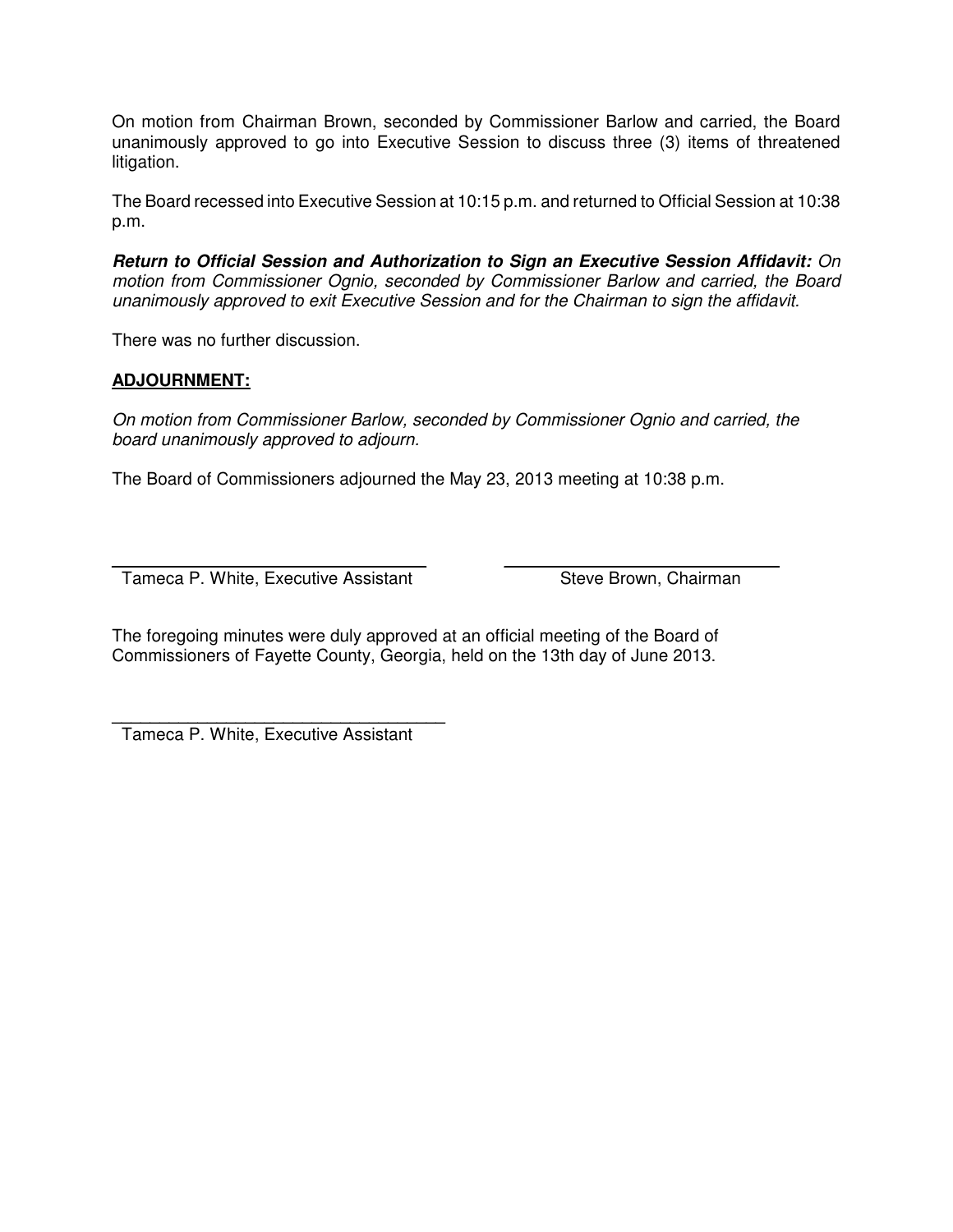On motion from Chairman Brown, seconded by Commissioner Barlow and carried, the Board unanimously approved to go into Executive Session to discuss three (3) items of threatened litigation.

The Board recessed into Executive Session at 10:15 p.m. and returned to Official Session at 10:38 p.m.

***Return to Official Session and Authorization to Sign an Executive Session Affidavit:*** *On motion from Commissioner Ognio, seconded by Commissioner Barlow and carried, the Board unanimously approved to exit Executive Session and for the Chairman to sign the affidavit.*

There was no further discussion.

**ADJOURNMENT:**

*On motion from Commissioner Barlow, seconded by Commissioner Ognio and carried, the board unanimously approved to adjourn.*

The Board of Commissioners adjourned the May 23, 2013 meeting at 10:38 p.m.

___________________________________ ___________________________________

Tameca P. White, Executive Assistant Steve Brown, Chairman

The foregoing minutes were duly approved at an official meeting of the Board of Commissioners of Fayette County, Georgia, held on the 13th day of June 2013.

___________________________________

Tameca P. White, Executive Assistant